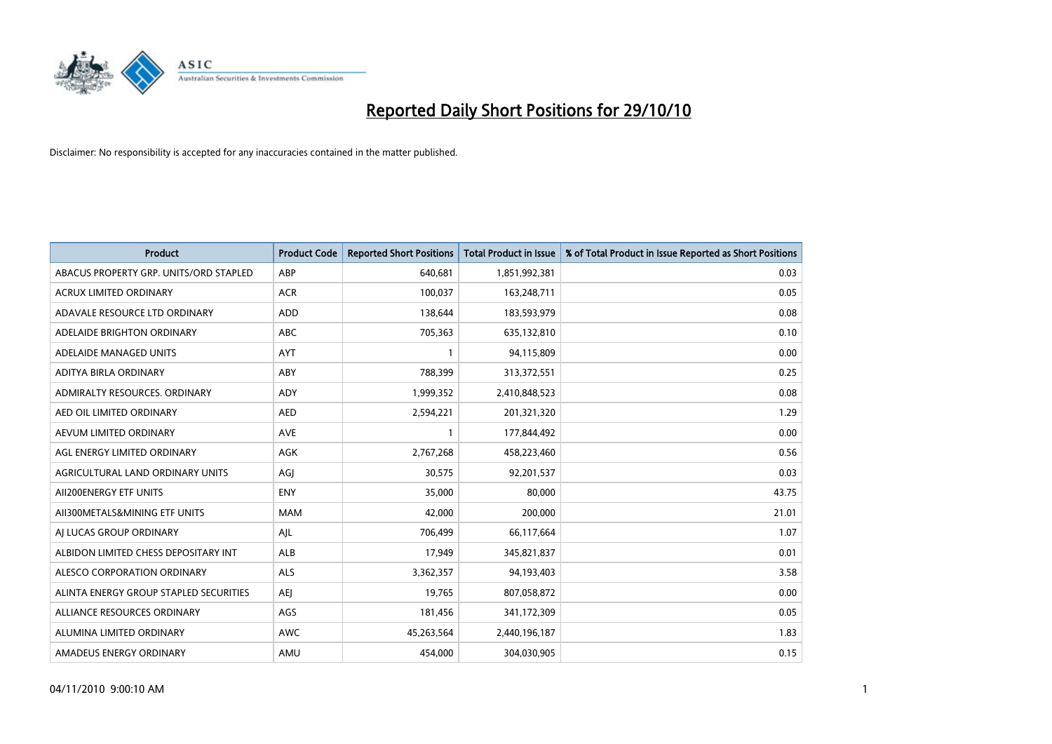# Reported Daily Short Positions for 29/10/10

Disclaimer: No responsibility is accepted for any inaccuracies contained in the matter published.

| Product | Product Code | Reported Short Positions | Total Product in Issue | % of Total Product in Issue Reported as Short Positions |
|---|---|---|---|---|
| ABACUS PROPERTY GRP. UNITS/ORD STAPLED | ABP | 640,681 | 1,851,992,381 | 0.03 |
| ACRUX LIMITED ORDINARY | ACR | 100,037 | 163,248,711 | 0.05 |
| ADAVALE RESOURCE LTD ORDINARY | ADD | 138,644 | 183,593,979 | 0.08 |
| ADELAIDE BRIGHTON ORDINARY | ABC | 705,363 | 635,132,810 | 0.10 |
| ADELAIDE MANAGED UNITS | AYT | 1 | 94,115,809 | 0.00 |
| ADITYA BIRLA ORDINARY | ABY | 788,399 | 313,372,551 | 0.25 |
| ADMIRALTY RESOURCES. ORDINARY | ADY | 1,999,352 | 2,410,848,523 | 0.08 |
| AED OIL LIMITED ORDINARY | AED | 2,594,221 | 201,321,320 | 1.29 |
| AEVUM LIMITED ORDINARY | AVE | 1 | 177,844,492 | 0.00 |
| AGL ENERGY LIMITED ORDINARY | AGK | 2,767,268 | 458,223,460 | 0.56 |
| AGRICULTURAL LAND ORDINARY UNITS | AGJ | 30,575 | 92,201,537 | 0.03 |
| AII200ENERGY ETF UNITS | ENY | 35,000 | 80,000 | 43.75 |
| AII300METALS&MINING ETF UNITS | MAM | 42,000 | 200,000 | 21.01 |
| AJ LUCAS GROUP ORDINARY | AJL | 706,499 | 66,117,664 | 1.07 |
| ALBIDON LIMITED CHESS DEPOSITARY INT | ALB | 17,949 | 345,821,837 | 0.01 |
| ALESCO CORPORATION ORDINARY | ALS | 3,362,357 | 94,193,403 | 3.58 |
| ALINTA ENERGY GROUP STAPLED SECURITIES | AEJ | 19,765 | 807,058,872 | 0.00 |
| ALLIANCE RESOURCES ORDINARY | AGS | 181,456 | 341,172,309 | 0.05 |
| ALUMINA LIMITED ORDINARY | AWC | 45,263,564 | 2,440,196,187 | 1.83 |
| AMADEUS ENERGY ORDINARY | AMU | 454,000 | 304,030,905 | 0.15 |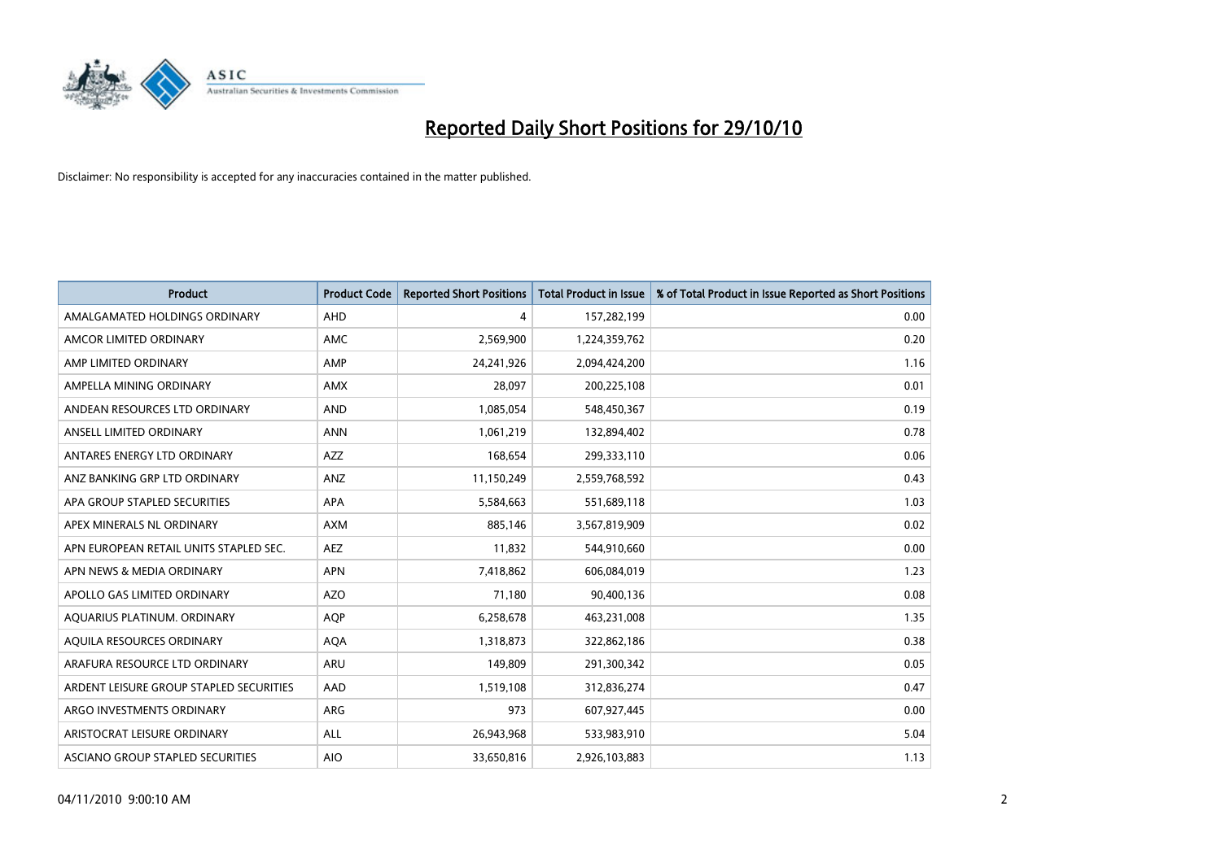# Reported Daily Short Positions for 29/10/10

Disclaimer: No responsibility is accepted for any inaccuracies contained in the matter published.

| Product | Product Code | Reported Short Positions | Total Product in Issue | % of Total Product in Issue Reported as Short Positions |
|---|---|---|---|---|
| AMALGAMATED HOLDINGS ORDINARY | AHD | 4 | 157,282,199 | 0.00 |
| AMCOR LIMITED ORDINARY | AMC | 2,569,900 | 1,224,359,762 | 0.20 |
| AMP LIMITED ORDINARY | AMP | 24,241,926 | 2,094,424,200 | 1.16 |
| AMPELLA MINING ORDINARY | AMX | 28,097 | 200,225,108 | 0.01 |
| ANDEAN RESOURCES LTD ORDINARY | AND | 1,085,054 | 548,450,367 | 0.19 |
| ANSELL LIMITED ORDINARY | ANN | 1,061,219 | 132,894,402 | 0.78 |
| ANTARES ENERGY LTD ORDINARY | AZZ | 168,654 | 299,333,110 | 0.06 |
| ANZ BANKING GRP LTD ORDINARY | ANZ | 11,150,249 | 2,559,768,592 | 0.43 |
| APA GROUP STAPLED SECURITIES | APA | 5,584,663 | 551,689,118 | 1.03 |
| APEX MINERALS NL ORDINARY | AXM | 885,146 | 3,567,819,909 | 0.02 |
| APN EUROPEAN RETAIL UNITS STAPLED SEC. | AEZ | 11,832 | 544,910,660 | 0.00 |
| APN NEWS & MEDIA ORDINARY | APN | 7,418,862 | 606,084,019 | 1.23 |
| APOLLO GAS LIMITED ORDINARY | AZO | 71,180 | 90,400,136 | 0.08 |
| AQUARIUS PLATINUM. ORDINARY | AQP | 6,258,678 | 463,231,008 | 1.35 |
| AQUILA RESOURCES ORDINARY | AQA | 1,318,873 | 322,862,186 | 0.38 |
| ARAFURA RESOURCE LTD ORDINARY | ARU | 149,809 | 291,300,342 | 0.05 |
| ARDENT LEISURE GROUP STAPLED SECURITIES | AAD | 1,519,108 | 312,836,274 | 0.47 |
| ARGO INVESTMENTS ORDINARY | ARG | 973 | 607,927,445 | 0.00 |
| ARISTOCRAT LEISURE ORDINARY | ALL | 26,943,968 | 533,983,910 | 5.04 |
| ASCIANO GROUP STAPLED SECURITIES | AIO | 33,650,816 | 2,926,103,883 | 1.13 |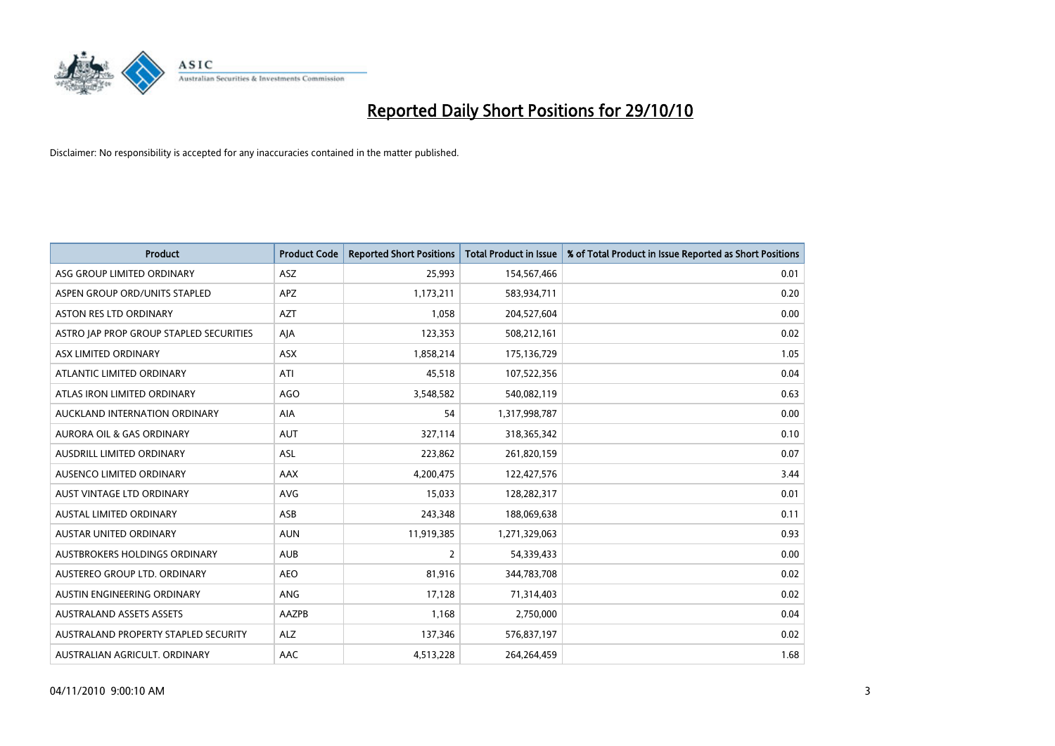# Reported Daily Short Positions for 29/10/10

Disclaimer: No responsibility is accepted for any inaccuracies contained in the matter published.

| Product | Product Code | Reported Short Positions | Total Product in Issue | % of Total Product in Issue Reported as Short Positions |
|---|---|---|---|---|
| ASG GROUP LIMITED ORDINARY | ASZ | 25,993 | 154,567,466 | 0.01 |
| ASPEN GROUP ORD/UNITS STAPLED | APZ | 1,173,211 | 583,934,711 | 0.20 |
| ASTON RES LTD ORDINARY | AZT | 1,058 | 204,527,604 | 0.00 |
| ASTRO JAP PROP GROUP STAPLED SECURITIES | AJA | 123,353 | 508,212,161 | 0.02 |
| ASX LIMITED ORDINARY | ASX | 1,858,214 | 175,136,729 | 1.05 |
| ATLANTIC LIMITED ORDINARY | ATI | 45,518 | 107,522,356 | 0.04 |
| ATLAS IRON LIMITED ORDINARY | AGO | 3,548,582 | 540,082,119 | 0.63 |
| AUCKLAND INTERNATION ORDINARY | AIA | 54 | 1,317,998,787 | 0.00 |
| AURORA OIL & GAS ORDINARY | AUT | 327,114 | 318,365,342 | 0.10 |
| AUSDRILL LIMITED ORDINARY | ASL | 223,862 | 261,820,159 | 0.07 |
| AUSENCO LIMITED ORDINARY | AAX | 4,200,475 | 122,427,576 | 3.44 |
| AUST VINTAGE LTD ORDINARY | AVG | 15,033 | 128,282,317 | 0.01 |
| AUSTAL LIMITED ORDINARY | ASB | 243,348 | 188,069,638 | 0.11 |
| AUSTAR UNITED ORDINARY | AUN | 11,919,385 | 1,271,329,063 | 0.93 |
| AUSTBROKERS HOLDINGS ORDINARY | AUB | 2 | 54,339,433 | 0.00 |
| AUSTEREO GROUP LTD. ORDINARY | AEO | 81,916 | 344,783,708 | 0.02 |
| AUSTIN ENGINEERING ORDINARY | ANG | 17,128 | 71,314,403 | 0.02 |
| AUSTRALAND ASSETS ASSETS | AAZPB | 1,168 | 2,750,000 | 0.04 |
| AUSTRALAND PROPERTY STAPLED SECURITY | ALZ | 137,346 | 576,837,197 | 0.02 |
| AUSTRALIAN AGRICULT. ORDINARY | AAC | 4,513,228 | 264,264,459 | 1.68 |

04/11/2010 9:00:10 AM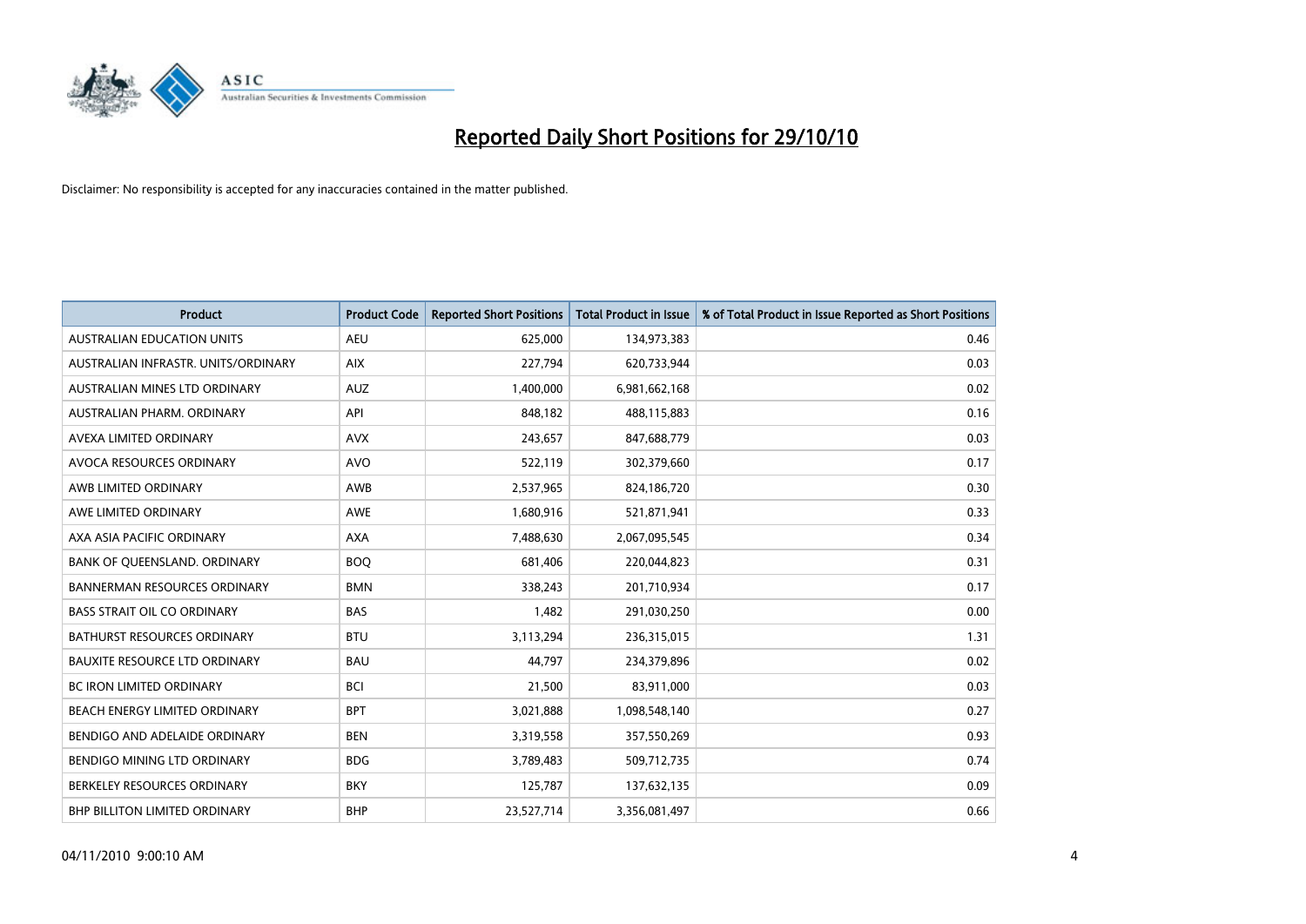# Reported Daily Short Positions for 29/10/10

Disclaimer: No responsibility is accepted for any inaccuracies contained in the matter published.

| Product | Product Code | Reported Short Positions | Total Product in Issue | % of Total Product in Issue Reported as Short Positions |
|---|---|---|---|---|
| AUSTRALIAN EDUCATION UNITS | AEU | 625,000 | 134,973,383 | 0.46 |
| AUSTRALIAN INFRASTR. UNITS/ORDINARY | AIX | 227,794 | 620,733,944 | 0.03 |
| AUSTRALIAN MINES LTD ORDINARY | AUZ | 1,400,000 | 6,981,662,168 | 0.02 |
| AUSTRALIAN PHARM. ORDINARY | API | 848,182 | 488,115,883 | 0.16 |
| AVEXA LIMITED ORDINARY | AVX | 243,657 | 847,688,779 | 0.03 |
| AVOCA RESOURCES ORDINARY | AVO | 522,119 | 302,379,660 | 0.17 |
| AWB LIMITED ORDINARY | AWB | 2,537,965 | 824,186,720 | 0.30 |
| AWE LIMITED ORDINARY | AWE | 1,680,916 | 521,871,941 | 0.33 |
| AXA ASIA PACIFIC ORDINARY | AXA | 7,488,630 | 2,067,095,545 | 0.34 |
| BANK OF QUEENSLAND. ORDINARY | BOQ | 681,406 | 220,044,823 | 0.31 |
| BANNERMAN RESOURCES ORDINARY | BMN | 338,243 | 201,710,934 | 0.17 |
| BASS STRAIT OIL CO ORDINARY | BAS | 1,482 | 291,030,250 | 0.00 |
| BATHURST RESOURCES ORDINARY | BTU | 3,113,294 | 236,315,015 | 1.31 |
| BAUXITE RESOURCE LTD ORDINARY | BAU | 44,797 | 234,379,896 | 0.02 |
| BC IRON LIMITED ORDINARY | BCI | 21,500 | 83,911,000 | 0.03 |
| BEACH ENERGY LIMITED ORDINARY | BPT | 3,021,888 | 1,098,548,140 | 0.27 |
| BENDIGO AND ADELAIDE ORDINARY | BEN | 3,319,558 | 357,550,269 | 0.93 |
| BENDIGO MINING LTD ORDINARY | BDG | 3,789,483 | 509,712,735 | 0.74 |
| BERKELEY RESOURCES ORDINARY | BKY | 125,787 | 137,632,135 | 0.09 |
| BHP BILLITON LIMITED ORDINARY | BHP | 23,527,714 | 3,356,081,497 | 0.66 |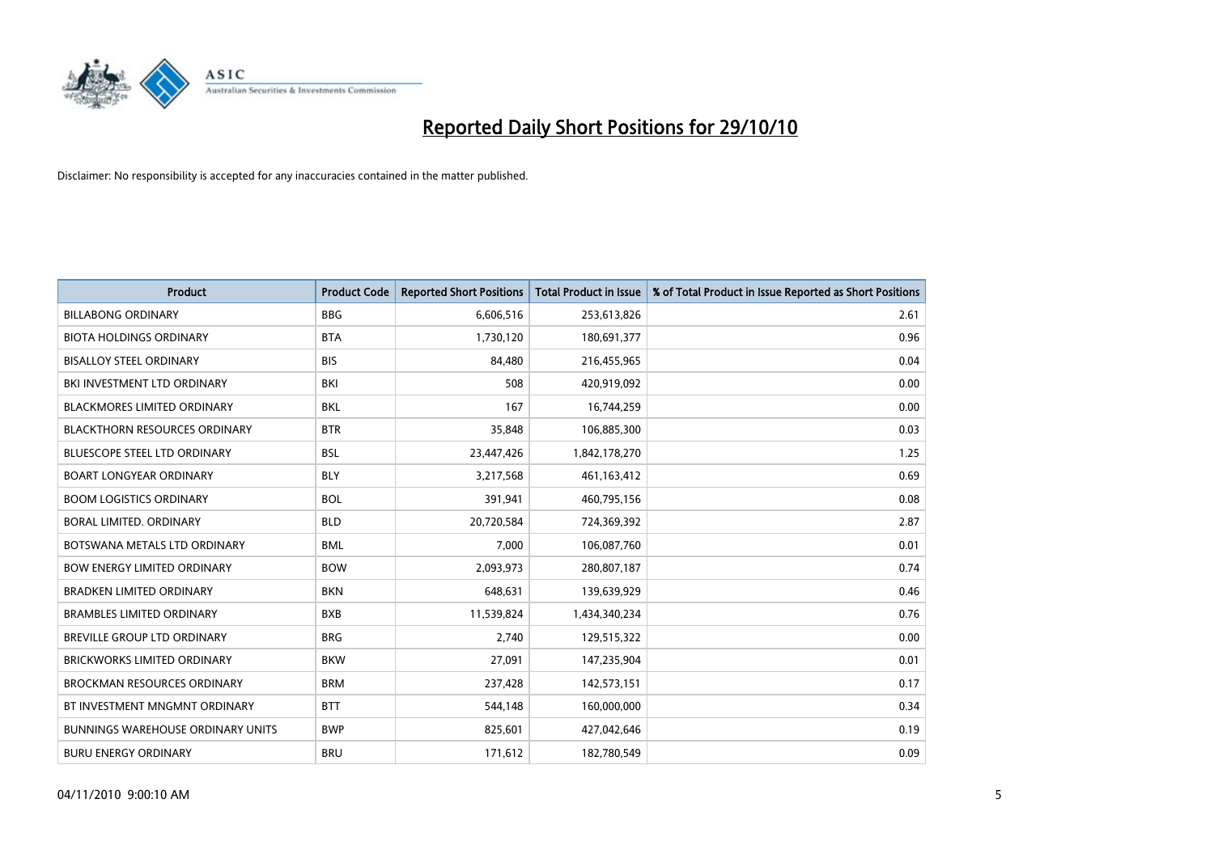# Reported Daily Short Positions for 29/10/10

Disclaimer: No responsibility is accepted for any inaccuracies contained in the matter published.

| Product | Product Code | Reported Short Positions | Total Product in Issue | % of Total Product in Issue Reported as Short Positions |
|---|---|---|---|---|
| BILLABONG ORDINARY | BBG | 6,606,516 | 253,613,826 | 2.61 |
| BIOTA HOLDINGS ORDINARY | BTA | 1,730,120 | 180,691,377 | 0.96 |
| BISALLOY STEEL ORDINARY | BIS | 84,480 | 216,455,965 | 0.04 |
| BKI INVESTMENT LTD ORDINARY | BKI | 508 | 420,919,092 | 0.00 |
| BLACKMORES LIMITED ORDINARY | BKL | 167 | 16,744,259 | 0.00 |
| BLACKTHORN RESOURCES ORDINARY | BTR | 35,848 | 106,885,300 | 0.03 |
| BLUESCOPE STEEL LTD ORDINARY | BSL | 23,447,426 | 1,842,178,270 | 1.25 |
| BOART LONGYEAR ORDINARY | BLY | 3,217,568 | 461,163,412 | 0.69 |
| BOOM LOGISTICS ORDINARY | BOL | 391,941 | 460,795,156 | 0.08 |
| BORAL LIMITED. ORDINARY | BLD | 20,720,584 | 724,369,392 | 2.87 |
| BOTSWANA METALS LTD ORDINARY | BML | 7,000 | 106,087,760 | 0.01 |
| BOW ENERGY LIMITED ORDINARY | BOW | 2,093,973 | 280,807,187 | 0.74 |
| BRADKEN LIMITED ORDINARY | BKN | 648,631 | 139,639,929 | 0.46 |
| BRAMBLES LIMITED ORDINARY | BXB | 11,539,824 | 1,434,340,234 | 0.76 |
| BREVILLE GROUP LTD ORDINARY | BRG | 2,740 | 129,515,322 | 0.00 |
| BRICKWORKS LIMITED ORDINARY | BKW | 27,091 | 147,235,904 | 0.01 |
| BROCKMAN RESOURCES ORDINARY | BRM | 237,428 | 142,573,151 | 0.17 |
| BT INVESTMENT MNGMNT ORDINARY | BTT | 544,148 | 160,000,000 | 0.34 |
| BUNNINGS WAREHOUSE ORDINARY UNITS | BWP | 825,601 | 427,042,646 | 0.19 |
| BURU ENERGY ORDINARY | BRU | 171,612 | 182,780,549 | 0.09 |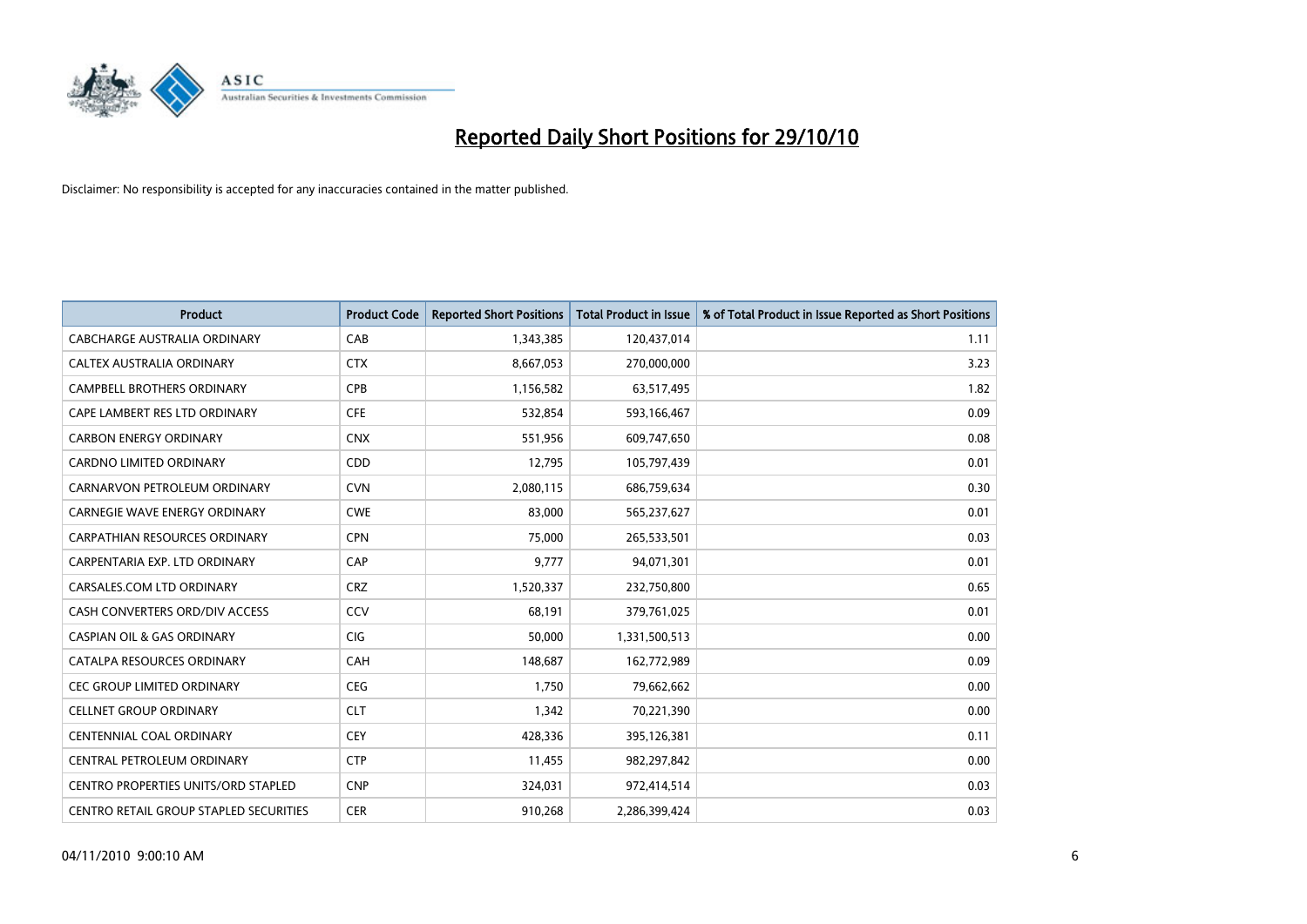# Reported Daily Short Positions for 29/10/10

Disclaimer: No responsibility is accepted for any inaccuracies contained in the matter published.

| Product | Product Code | Reported Short Positions | Total Product in Issue | % of Total Product in Issue Reported as Short Positions |
|---|---|---|---|---|
| CABCHARGE AUSTRALIA ORDINARY | CAB | 1,343,385 | 120,437,014 | 1.11 |
| CALTEX AUSTRALIA ORDINARY | CTX | 8,667,053 | 270,000,000 | 3.23 |
| CAMPBELL BROTHERS ORDINARY | CPB | 1,156,582 | 63,517,495 | 1.82 |
| CAPE LAMBERT RES LTD ORDINARY | CFE | 532,854 | 593,166,467 | 0.09 |
| CARBON ENERGY ORDINARY | CNX | 551,956 | 609,747,650 | 0.08 |
| CARDNO LIMITED ORDINARY | CDD | 12,795 | 105,797,439 | 0.01 |
| CARNARVON PETROLEUM ORDINARY | CVN | 2,080,115 | 686,759,634 | 0.30 |
| CARNEGIE WAVE ENERGY ORDINARY | CWE | 83,000 | 565,237,627 | 0.01 |
| CARPATHIAN RESOURCES ORDINARY | CPN | 75,000 | 265,533,501 | 0.03 |
| CARPENTARIA EXP. LTD ORDINARY | CAP | 9,777 | 94,071,301 | 0.01 |
| CARSALES.COM LTD ORDINARY | CRZ | 1,520,337 | 232,750,800 | 0.65 |
| CASH CONVERTERS ORD/DIV ACCESS | CCV | 68,191 | 379,761,025 | 0.01 |
| CASPIAN OIL & GAS ORDINARY | CIG | 50,000 | 1,331,500,513 | 0.00 |
| CATALPA RESOURCES ORDINARY | CAH | 148,687 | 162,772,989 | 0.09 |
| CEC GROUP LIMITED ORDINARY | CEG | 1,750 | 79,662,662 | 0.00 |
| CELLNET GROUP ORDINARY | CLT | 1,342 | 70,221,390 | 0.00 |
| CENTENNIAL COAL ORDINARY | CEY | 428,336 | 395,126,381 | 0.11 |
| CENTRAL PETROLEUM ORDINARY | CTP | 11,455 | 982,297,842 | 0.00 |
| CENTRO PROPERTIES UNITS/ORD STAPLED | CNP | 324,031 | 972,414,514 | 0.03 |
| CENTRO RETAIL GROUP STAPLED SECURITIES | CER | 910,268 | 2,286,399,424 | 0.03 |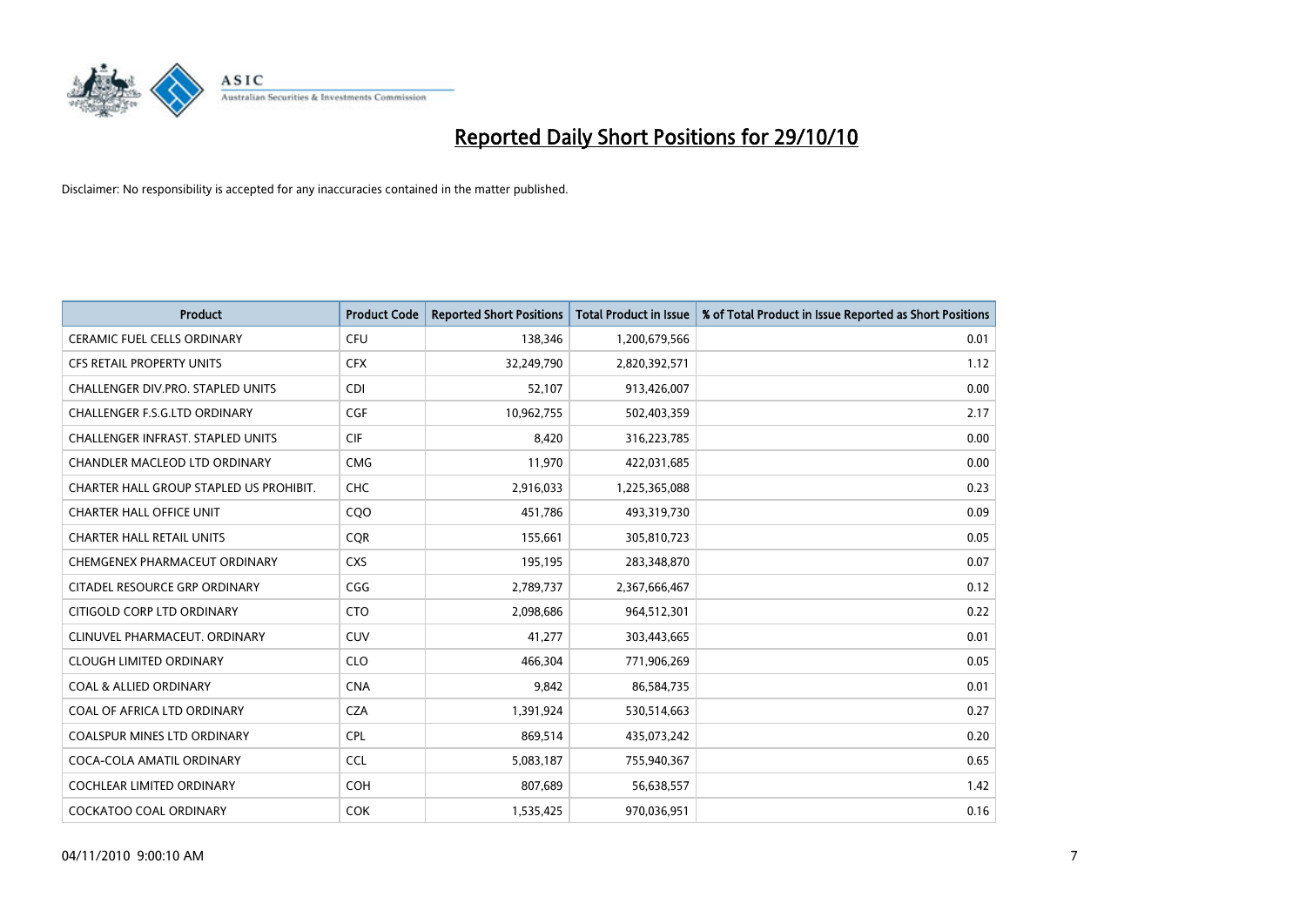# Reported Daily Short Positions for 29/10/10

Disclaimer: No responsibility is accepted for any inaccuracies contained in the matter published.

| Product | Product Code | Reported Short Positions | Total Product in Issue | % of Total Product in Issue Reported as Short Positions |
|---|---|---|---|---|
| CERAMIC FUEL CELLS ORDINARY | CFU | 138,346 | 1,200,679,566 | 0.01 |
| CFS RETAIL PROPERTY UNITS | CFX | 32,249,790 | 2,820,392,571 | 1.12 |
| CHALLENGER DIV.PRO. STAPLED UNITS | CDI | 52,107 | 913,426,007 | 0.00 |
| CHALLENGER F.S.G.LTD ORDINARY | CGF | 10,962,755 | 502,403,359 | 2.17 |
| CHALLENGER INFRAST. STAPLED UNITS | CIF | 8,420 | 316,223,785 | 0.00 |
| CHANDLER MACLEOD LTD ORDINARY | CMG | 11,970 | 422,031,685 | 0.00 |
| CHARTER HALL GROUP STAPLED US PROHIBIT. | CHC | 2,916,033 | 1,225,365,088 | 0.23 |
| CHARTER HALL OFFICE UNIT | CQO | 451,786 | 493,319,730 | 0.09 |
| CHARTER HALL RETAIL UNITS | CQR | 155,661 | 305,810,723 | 0.05 |
| CHEMGENEX PHARMACEUT ORDINARY | CXS | 195,195 | 283,348,870 | 0.07 |
| CITADEL RESOURCE GRP ORDINARY | CGG | 2,789,737 | 2,367,666,467 | 0.12 |
| CITIGOLD CORP LTD ORDINARY | CTO | 2,098,686 | 964,512,301 | 0.22 |
| CLINUVEL PHARMACEUT. ORDINARY | CUV | 41,277 | 303,443,665 | 0.01 |
| CLOUGH LIMITED ORDINARY | CLO | 466,304 | 771,906,269 | 0.05 |
| COAL & ALLIED ORDINARY | CNA | 9,842 | 86,584,735 | 0.01 |
| COAL OF AFRICA LTD ORDINARY | CZA | 1,391,924 | 530,514,663 | 0.27 |
| COALSPUR MINES LTD ORDINARY | CPL | 869,514 | 435,073,242 | 0.20 |
| COCA-COLA AMATIL ORDINARY | CCL | 5,083,187 | 755,940,367 | 0.65 |
| COCHLEAR LIMITED ORDINARY | COH | 807,689 | 56,638,557 | 1.42 |
| COCKATOO COAL ORDINARY | COK | 1,535,425 | 970,036,951 | 0.16 |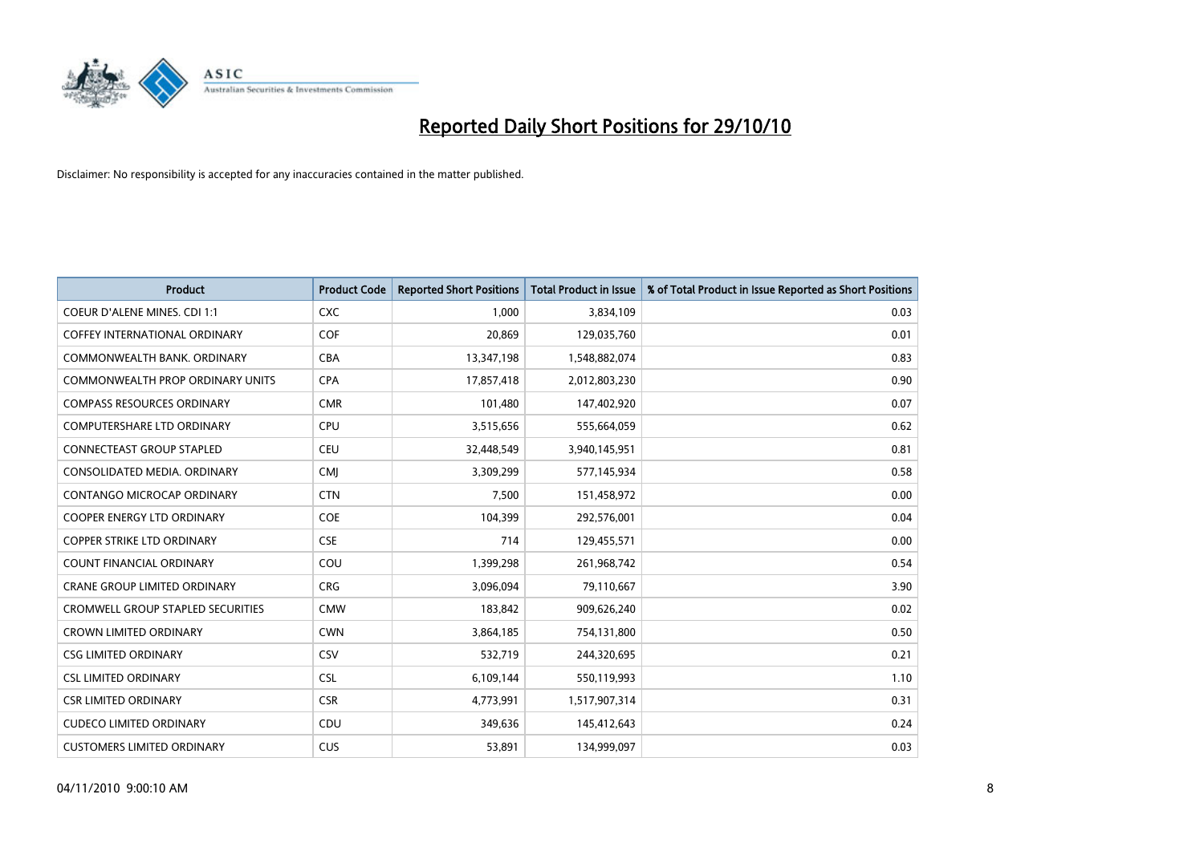# Reported Daily Short Positions for 29/10/10

Disclaimer: No responsibility is accepted for any inaccuracies contained in the matter published.

| Product | Product Code | Reported Short Positions | Total Product in Issue | % of Total Product in Issue Reported as Short Positions |
|---|---|---|---|---|
| COEUR D'ALENE MINES. CDI 1:1 | CXC | 1,000 | 3,834,109 | 0.03 |
| COFFEY INTERNATIONAL ORDINARY | COF | 20,869 | 129,035,760 | 0.01 |
| COMMONWEALTH BANK. ORDINARY | CBA | 13,347,198 | 1,548,882,074 | 0.83 |
| COMMONWEALTH PROP ORDINARY UNITS | CPA | 17,857,418 | 2,012,803,230 | 0.90 |
| COMPASS RESOURCES ORDINARY | CMR | 101,480 | 147,402,920 | 0.07 |
| COMPUTERSHARE LTD ORDINARY | CPU | 3,515,656 | 555,664,059 | 0.62 |
| CONNECTEAST GROUP STAPLED | CEU | 32,448,549 | 3,940,145,951 | 0.81 |
| CONSOLIDATED MEDIA. ORDINARY | CMJ | 3,309,299 | 577,145,934 | 0.58 |
| CONTANGO MICROCAP ORDINARY | CTN | 7,500 | 151,458,972 | 0.00 |
| COOPER ENERGY LTD ORDINARY | COE | 104,399 | 292,576,001 | 0.04 |
| COPPER STRIKE LTD ORDINARY | CSE | 714 | 129,455,571 | 0.00 |
| COUNT FINANCIAL ORDINARY | COU | 1,399,298 | 261,968,742 | 0.54 |
| CRANE GROUP LIMITED ORDINARY | CRG | 3,096,094 | 79,110,667 | 3.90 |
| CROMWELL GROUP STAPLED SECURITIES | CMW | 183,842 | 909,626,240 | 0.02 |
| CROWN LIMITED ORDINARY | CWN | 3,864,185 | 754,131,800 | 0.50 |
| CSG LIMITED ORDINARY | CSV | 532,719 | 244,320,695 | 0.21 |
| CSL LIMITED ORDINARY | CSL | 6,109,144 | 550,119,993 | 1.10 |
| CSR LIMITED ORDINARY | CSR | 4,773,991 | 1,517,907,314 | 0.31 |
| CUDECO LIMITED ORDINARY | CDU | 349,636 | 145,412,643 | 0.24 |
| CUSTOMERS LIMITED ORDINARY | CUS | 53,891 | 134,999,097 | 0.03 |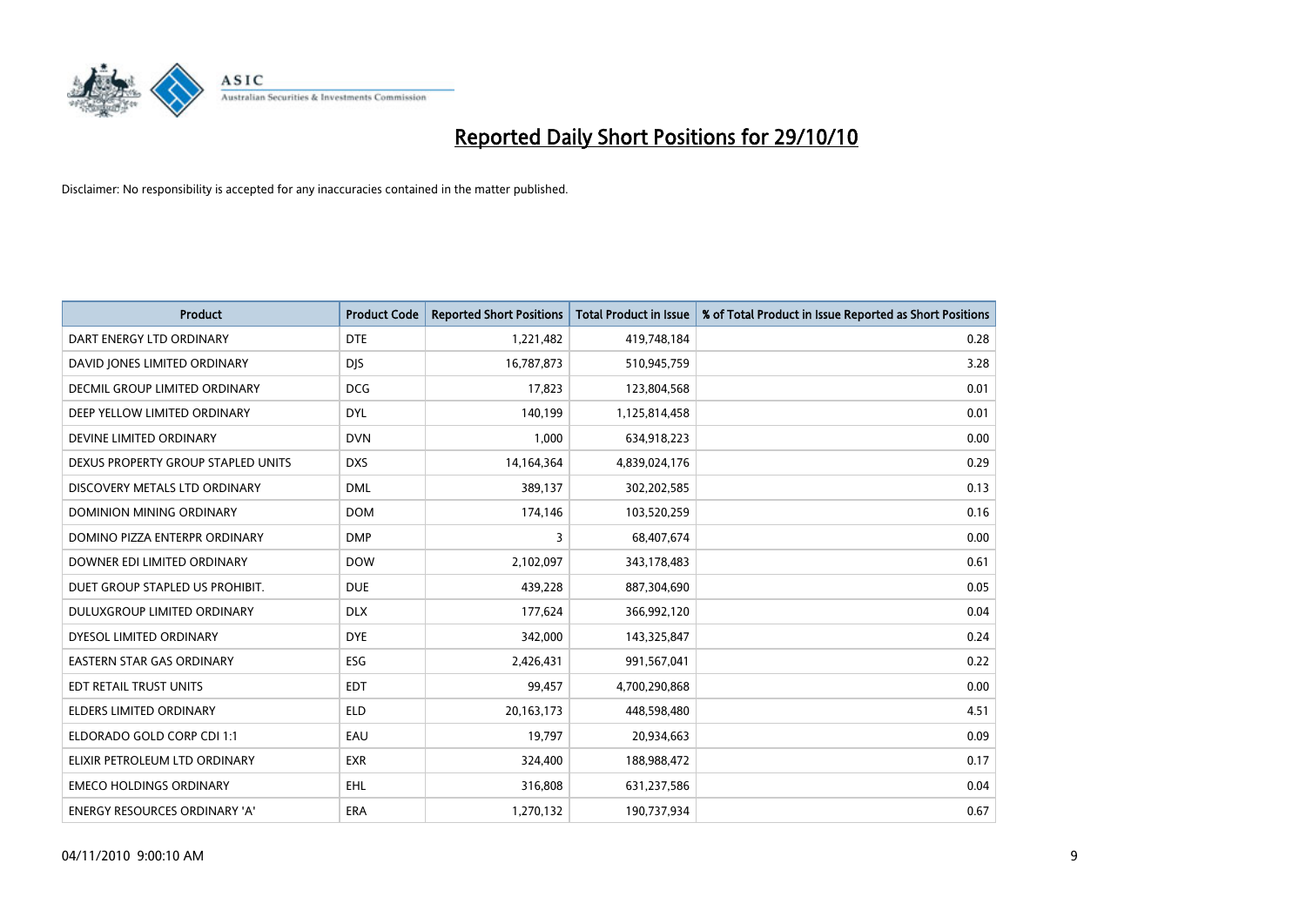# Reported Daily Short Positions for 29/10/10

Disclaimer: No responsibility is accepted for any inaccuracies contained in the matter published.

| Product | Product Code | Reported Short Positions | Total Product in Issue | % of Total Product in Issue Reported as Short Positions |
|---|---|---|---|---|
| DART ENERGY LTD ORDINARY | DTE | 1,221,482 | 419,748,184 | 0.28 |
| DAVID JONES LIMITED ORDINARY | DJS | 16,787,873 | 510,945,759 | 3.28 |
| DECMIL GROUP LIMITED ORDINARY | DCG | 17,823 | 123,804,568 | 0.01 |
| DEEP YELLOW LIMITED ORDINARY | DYL | 140,199 | 1,125,814,458 | 0.01 |
| DEVINE LIMITED ORDINARY | DVN | 1,000 | 634,918,223 | 0.00 |
| DEXUS PROPERTY GROUP STAPLED UNITS | DXS | 14,164,364 | 4,839,024,176 | 0.29 |
| DISCOVERY METALS LTD ORDINARY | DML | 389,137 | 302,202,585 | 0.13 |
| DOMINION MINING ORDINARY | DOM | 174,146 | 103,520,259 | 0.16 |
| DOMINO PIZZA ENTERPR ORDINARY | DMP | 3 | 68,407,674 | 0.00 |
| DOWNER EDI LIMITED ORDINARY | DOW | 2,102,097 | 343,178,483 | 0.61 |
| DUET GROUP STAPLED US PROHIBIT. | DUE | 439,228 | 887,304,690 | 0.05 |
| DULUXGROUP LIMITED ORDINARY | DLX | 177,624 | 366,992,120 | 0.04 |
| DYESOL LIMITED ORDINARY | DYE | 342,000 | 143,325,847 | 0.24 |
| EASTERN STAR GAS ORDINARY | ESG | 2,426,431 | 991,567,041 | 0.22 |
| EDT RETAIL TRUST UNITS | EDT | 99,457 | 4,700,290,868 | 0.00 |
| ELDERS LIMITED ORDINARY | ELD | 20,163,173 | 448,598,480 | 4.51 |
| ELDORADO GOLD CORP CDI 1:1 | EAU | 19,797 | 20,934,663 | 0.09 |
| ELIXIR PETROLEUM LTD ORDINARY | EXR | 324,400 | 188,988,472 | 0.17 |
| EMECO HOLDINGS ORDINARY | EHL | 316,808 | 631,237,586 | 0.04 |
| ENERGY RESOURCES ORDINARY 'A' | ERA | 1,270,132 | 190,737,934 | 0.67 |

04/11/2010 9:00:10 AM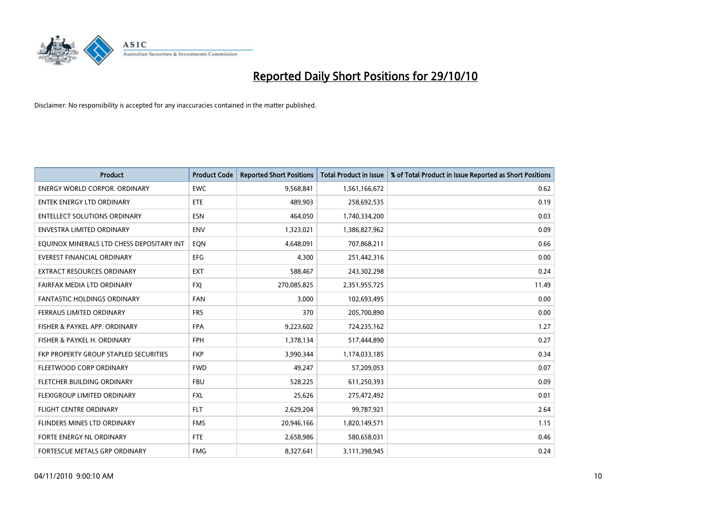# Reported Daily Short Positions for 29/10/10

Disclaimer: No responsibility is accepted for any inaccuracies contained in the matter published.

| Product | Product Code | Reported Short Positions | Total Product in Issue | % of Total Product in Issue Reported as Short Positions |
|---|---|---|---|---|
| ENERGY WORLD CORPOR. ORDINARY | EWC | 9,568,841 | 1,561,166,672 | 0.62 |
| ENTEK ENERGY LTD ORDINARY | ETE | 489,903 | 258,692,535 | 0.19 |
| ENTELLECT SOLUTIONS ORDINARY | ESN | 464,050 | 1,740,334,200 | 0.03 |
| ENVESTRA LIMITED ORDINARY | ENV | 1,323,021 | 1,386,827,962 | 0.09 |
| EQUINOX MINERALS LTD CHESS DEPOSITARY INT | EQN | 4,648,091 | 707,868,211 | 0.66 |
| EVEREST FINANCIAL ORDINARY | EFG | 4,300 | 251,442,316 | 0.00 |
| EXTRACT RESOURCES ORDINARY | EXT | 588,467 | 243,302,298 | 0.24 |
| FAIRFAX MEDIA LTD ORDINARY | FXJ | 270,085,825 | 2,351,955,725 | 11.49 |
| FANTASTIC HOLDINGS ORDINARY | FAN | 3,000 | 102,693,495 | 0.00 |
| FERRAUS LIMITED ORDINARY | FRS | 370 | 205,700,890 | 0.00 |
| FISHER & PAYKEL APP. ORDINARY | FPA | 9,223,602 | 724,235,162 | 1.27 |
| FISHER & PAYKEL H. ORDINARY | FPH | 1,378,134 | 517,444,890 | 0.27 |
| FKP PROPERTY GROUP STAPLED SECURITIES | FKP | 3,990,344 | 1,174,033,185 | 0.34 |
| FLEETWOOD CORP ORDINARY | FWD | 49,247 | 57,209,053 | 0.07 |
| FLETCHER BUILDING ORDINARY | FBU | 528,225 | 611,250,393 | 0.09 |
| FLEXIGROUP LIMITED ORDINARY | FXL | 25,626 | 275,472,492 | 0.01 |
| FLIGHT CENTRE ORDINARY | FLT | 2,629,204 | 99,787,921 | 2.64 |
| FLINDERS MINES LTD ORDINARY | FMS | 20,946,166 | 1,820,149,571 | 1.15 |
| FORTE ENERGY NL ORDINARY | FTE | 2,658,986 | 580,658,031 | 0.46 |
| FORTESCUE METALS GRP ORDINARY | FMG | 8,327,641 | 3,111,398,945 | 0.24 |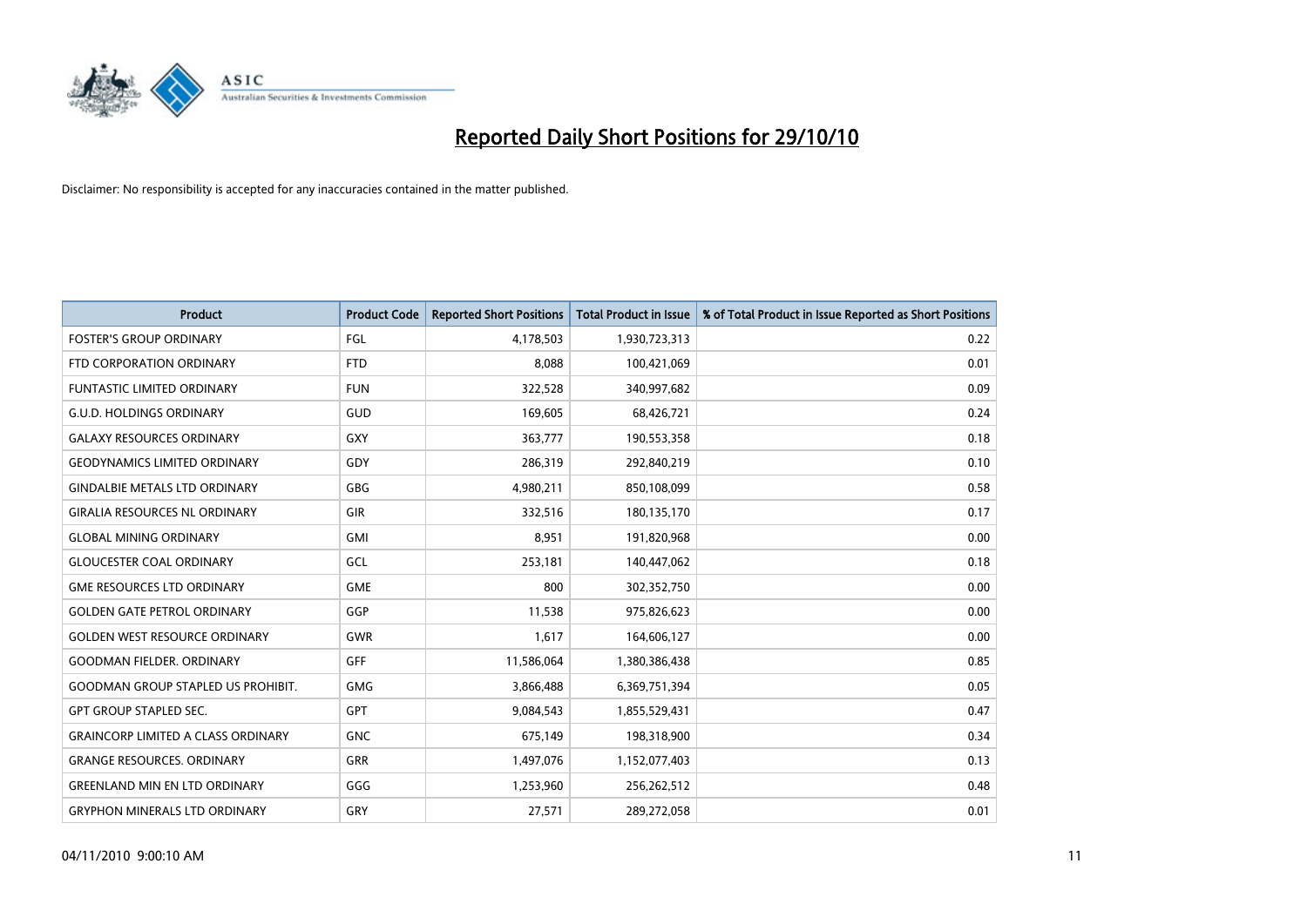# Reported Daily Short Positions for 29/10/10

Disclaimer: No responsibility is accepted for any inaccuracies contained in the matter published.

| Product | Product Code | Reported Short Positions | Total Product in Issue | % of Total Product in Issue Reported as Short Positions |
|---|---|---|---|---|
| FOSTER'S GROUP ORDINARY | FGL | 4,178,503 | 1,930,723,313 | 0.22 |
| FTD CORPORATION ORDINARY | FTD | 8,088 | 100,421,069 | 0.01 |
| FUNTASTIC LIMITED ORDINARY | FUN | 322,528 | 340,997,682 | 0.09 |
| G.U.D. HOLDINGS ORDINARY | GUD | 169,605 | 68,426,721 | 0.24 |
| GALAXY RESOURCES ORDINARY | GXY | 363,777 | 190,553,358 | 0.18 |
| GEODYNAMICS LIMITED ORDINARY | GDY | 286,319 | 292,840,219 | 0.10 |
| GINDALBIE METALS LTD ORDINARY | GBG | 4,980,211 | 850,108,099 | 0.58 |
| GIRALIA RESOURCES NL ORDINARY | GIR | 332,516 | 180,135,170 | 0.17 |
| GLOBAL MINING ORDINARY | GMI | 8,951 | 191,820,968 | 0.00 |
| GLOUCESTER COAL ORDINARY | GCL | 253,181 | 140,447,062 | 0.18 |
| GME RESOURCES LTD ORDINARY | GME | 800 | 302,352,750 | 0.00 |
| GOLDEN GATE PETROL ORDINARY | GGP | 11,538 | 975,826,623 | 0.00 |
| GOLDEN WEST RESOURCE ORDINARY | GWR | 1,617 | 164,606,127 | 0.00 |
| GOODMAN FIELDER. ORDINARY | GFF | 11,586,064 | 1,380,386,438 | 0.85 |
| GOODMAN GROUP STAPLED US PROHIBIT. | GMG | 3,866,488 | 6,369,751,394 | 0.05 |
| GPT GROUP STAPLED SEC. | GPT | 9,084,543 | 1,855,529,431 | 0.47 |
| GRAINCORP LIMITED A CLASS ORDINARY | GNC | 675,149 | 198,318,900 | 0.34 |
| GRANGE RESOURCES. ORDINARY | GRR | 1,497,076 | 1,152,077,403 | 0.13 |
| GREENLAND MIN EN LTD ORDINARY | GGG | 1,253,960 | 256,262,512 | 0.48 |
| GRYPHON MINERALS LTD ORDINARY | GRY | 27,571 | 289,272,058 | 0.01 |

04/11/2010 9:00:10 AM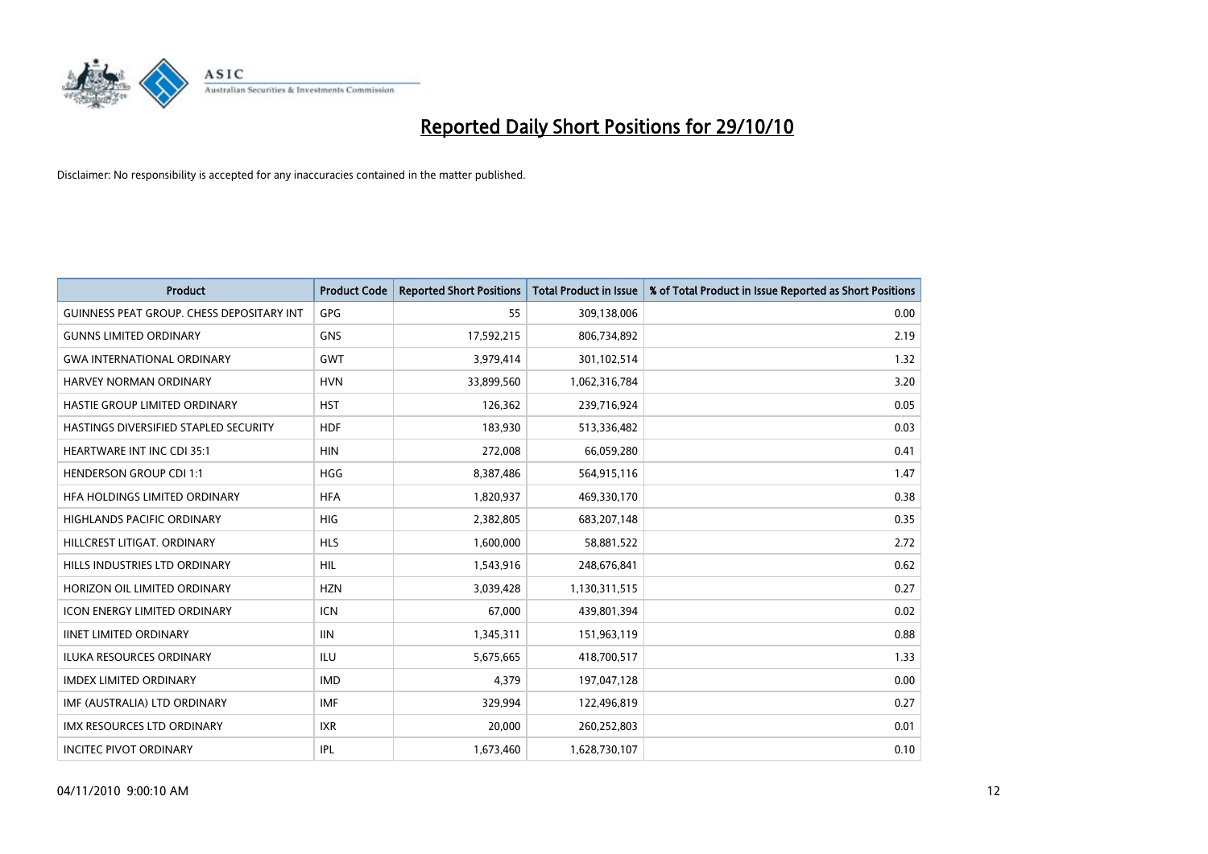# Reported Daily Short Positions for 29/10/10

Disclaimer: No responsibility is accepted for any inaccuracies contained in the matter published.

| Product | Product Code | Reported Short Positions | Total Product in Issue | % of Total Product in Issue Reported as Short Positions |
|---|---|---|---|---|
| GUINNESS PEAT GROUP. CHESS DEPOSITARY INT | GPG | 55 | 309,138,006 | 0.00 |
| GUNNS LIMITED ORDINARY | GNS | 17,592,215 | 806,734,892 | 2.19 |
| GWA INTERNATIONAL ORDINARY | GWT | 3,979,414 | 301,102,514 | 1.32 |
| HARVEY NORMAN ORDINARY | HVN | 33,899,560 | 1,062,316,784 | 3.20 |
| HASTIE GROUP LIMITED ORDINARY | HST | 126,362 | 239,716,924 | 0.05 |
| HASTINGS DIVERSIFIED STAPLED SECURITY | HDF | 183,930 | 513,336,482 | 0.03 |
| HEARTWARE INT INC CDI 35:1 | HIN | 272,008 | 66,059,280 | 0.41 |
| HENDERSON GROUP CDI 1:1 | HGG | 8,387,486 | 564,915,116 | 1.47 |
| HFA HOLDINGS LIMITED ORDINARY | HFA | 1,820,937 | 469,330,170 | 0.38 |
| HIGHLANDS PACIFIC ORDINARY | HIG | 2,382,805 | 683,207,148 | 0.35 |
| HILLCREST LITIGAT. ORDINARY | HLS | 1,600,000 | 58,881,522 | 2.72 |
| HILLS INDUSTRIES LTD ORDINARY | HIL | 1,543,916 | 248,676,841 | 0.62 |
| HORIZON OIL LIMITED ORDINARY | HZN | 3,039,428 | 1,130,311,515 | 0.27 |
| ICON ENERGY LIMITED ORDINARY | ICN | 67,000 | 439,801,394 | 0.02 |
| IINET LIMITED ORDINARY | IIN | 1,345,311 | 151,963,119 | 0.88 |
| ILUKA RESOURCES ORDINARY | ILU | 5,675,665 | 418,700,517 | 1.33 |
| IMDEX LIMITED ORDINARY | IMD | 4,379 | 197,047,128 | 0.00 |
| IMF (AUSTRALIA) LTD ORDINARY | IMF | 329,994 | 122,496,819 | 0.27 |
| IMX RESOURCES LTD ORDINARY | IXR | 20,000 | 260,252,803 | 0.01 |
| INCITEC PIVOT ORDINARY | IPL | 1,673,460 | 1,628,730,107 | 0.10 |

04/11/2010 9:00:10 AM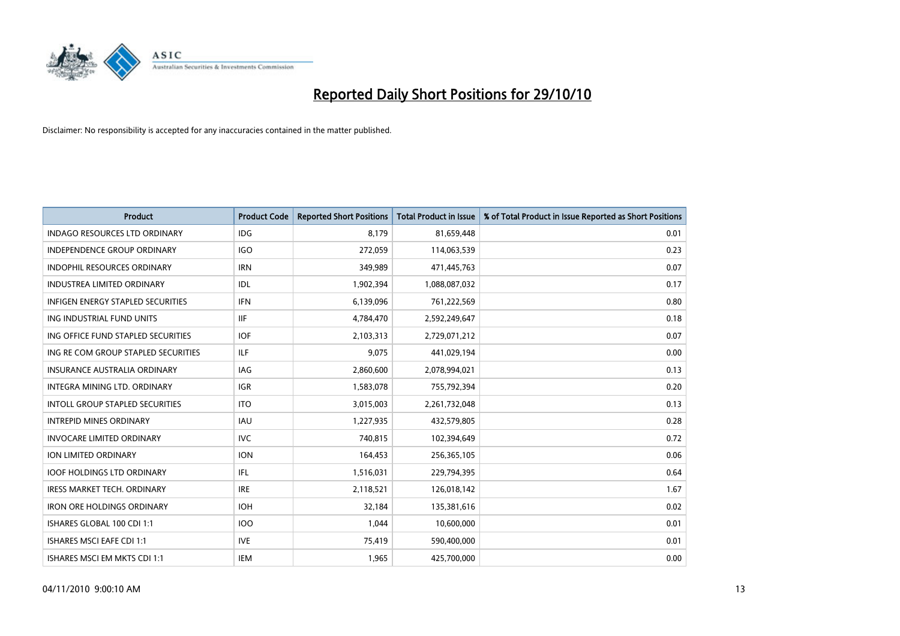# Reported Daily Short Positions for 29/10/10

Disclaimer: No responsibility is accepted for any inaccuracies contained in the matter published.

| Product | Product Code | Reported Short Positions | Total Product in Issue | % of Total Product in Issue Reported as Short Positions |
|---|---|---|---|---|
| INDAGO RESOURCES LTD ORDINARY | IDG | 8,179 | 81,659,448 | 0.01 |
| INDEPENDENCE GROUP ORDINARY | IGO | 272,059 | 114,063,539 | 0.23 |
| INDOPHIL RESOURCES ORDINARY | IRN | 349,989 | 471,445,763 | 0.07 |
| INDUSTREA LIMITED ORDINARY | IDL | 1,902,394 | 1,088,087,032 | 0.17 |
| INFIGEN ENERGY STAPLED SECURITIES | IFN | 6,139,096 | 761,222,569 | 0.80 |
| ING INDUSTRIAL FUND UNITS | IIF | 4,784,470 | 2,592,249,647 | 0.18 |
| ING OFFICE FUND STAPLED SECURITIES | IOF | 2,103,313 | 2,729,071,212 | 0.07 |
| ING RE COM GROUP STAPLED SECURITIES | ILF | 9,075 | 441,029,194 | 0.00 |
| INSURANCE AUSTRALIA ORDINARY | IAG | 2,860,600 | 2,078,994,021 | 0.13 |
| INTEGRA MINING LTD. ORDINARY | IGR | 1,583,078 | 755,792,394 | 0.20 |
| INTOLL GROUP STAPLED SECURITIES | ITO | 3,015,003 | 2,261,732,048 | 0.13 |
| INTREPID MINES ORDINARY | IAU | 1,227,935 | 432,579,805 | 0.28 |
| INVOCARE LIMITED ORDINARY | IVC | 740,815 | 102,394,649 | 0.72 |
| ION LIMITED ORDINARY | ION | 164,453 | 256,365,105 | 0.06 |
| IOOF HOLDINGS LTD ORDINARY | IFL | 1,516,031 | 229,794,395 | 0.64 |
| IRESS MARKET TECH. ORDINARY | IRE | 2,118,521 | 126,018,142 | 1.67 |
| IRON ORE HOLDINGS ORDINARY | IOH | 32,184 | 135,381,616 | 0.02 |
| ISHARES GLOBAL 100 CDI 1:1 | IOO | 1,044 | 10,600,000 | 0.01 |
| ISHARES MSCI EAFE CDI 1:1 | IVE | 75,419 | 590,400,000 | 0.01 |
| ISHARES MSCI EM MKTS CDI 1:1 | IEM | 1,965 | 425,700,000 | 0.00 |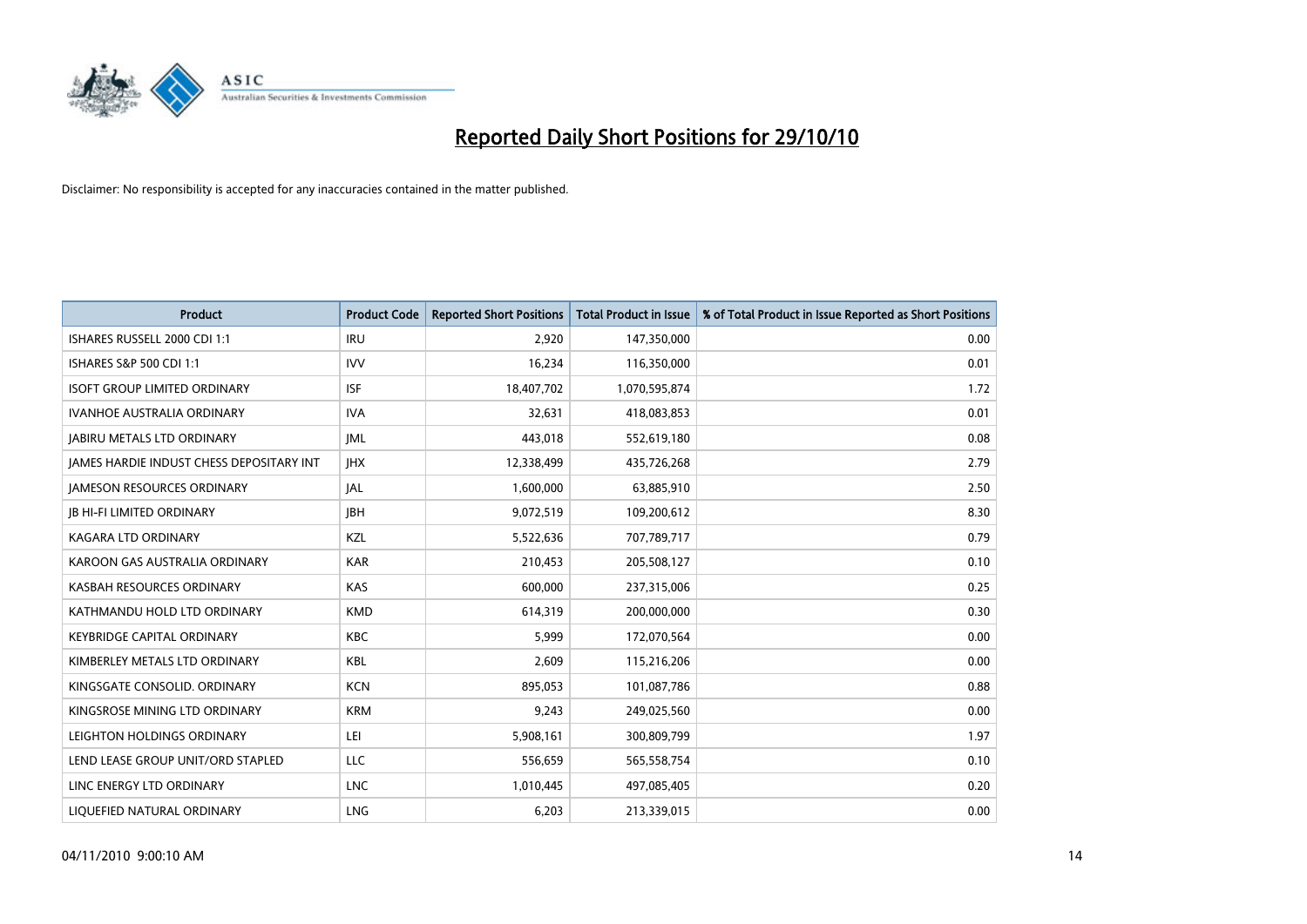# Reported Daily Short Positions for 29/10/10

Disclaimer: No responsibility is accepted for any inaccuracies contained in the matter published.

| Product | Product Code | Reported Short Positions | Total Product in Issue | % of Total Product in Issue Reported as Short Positions |
|---|---|---|---|---|
| ISHARES RUSSELL 2000 CDI 1:1 | IRU | 2,920 | 147,350,000 | 0.00 |
| ISHARES S&P 500 CDI 1:1 | IVV | 16,234 | 116,350,000 | 0.01 |
| ISOFT GROUP LIMITED ORDINARY | ISF | 18,407,702 | 1,070,595,874 | 1.72 |
| IVANHOE AUSTRALIA ORDINARY | IVA | 32,631 | 418,083,853 | 0.01 |
| JABIRU METALS LTD ORDINARY | JML | 443,018 | 552,619,180 | 0.08 |
| JAMES HARDIE INDUST CHESS DEPOSITARY INT | JHX | 12,338,499 | 435,726,268 | 2.79 |
| JAMESON RESOURCES ORDINARY | JAL | 1,600,000 | 63,885,910 | 2.50 |
| JB HI-FI LIMITED ORDINARY | JBH | 9,072,519 | 109,200,612 | 8.30 |
| KAGARA LTD ORDINARY | KZL | 5,522,636 | 707,789,717 | 0.79 |
| KAROON GAS AUSTRALIA ORDINARY | KAR | 210,453 | 205,508,127 | 0.10 |
| KASBAH RESOURCES ORDINARY | KAS | 600,000 | 237,315,006 | 0.25 |
| KATHMANDU HOLD LTD ORDINARY | KMD | 614,319 | 200,000,000 | 0.30 |
| KEYBRIDGE CAPITAL ORDINARY | KBC | 5,999 | 172,070,564 | 0.00 |
| KIMBERLEY METALS LTD ORDINARY | KBL | 2,609 | 115,216,206 | 0.00 |
| KINGSGATE CONSOLID. ORDINARY | KCN | 895,053 | 101,087,786 | 0.88 |
| KINGSROSE MINING LTD ORDINARY | KRM | 9,243 | 249,025,560 | 0.00 |
| LEIGHTON HOLDINGS ORDINARY | LEI | 5,908,161 | 300,809,799 | 1.97 |
| LEND LEASE GROUP UNIT/ORD STAPLED | LLC | 556,659 | 565,558,754 | 0.10 |
| LINC ENERGY LTD ORDINARY | LNC | 1,010,445 | 497,085,405 | 0.20 |
| LIQUEFIED NATURAL ORDINARY | LNG | 6,203 | 213,339,015 | 0.00 |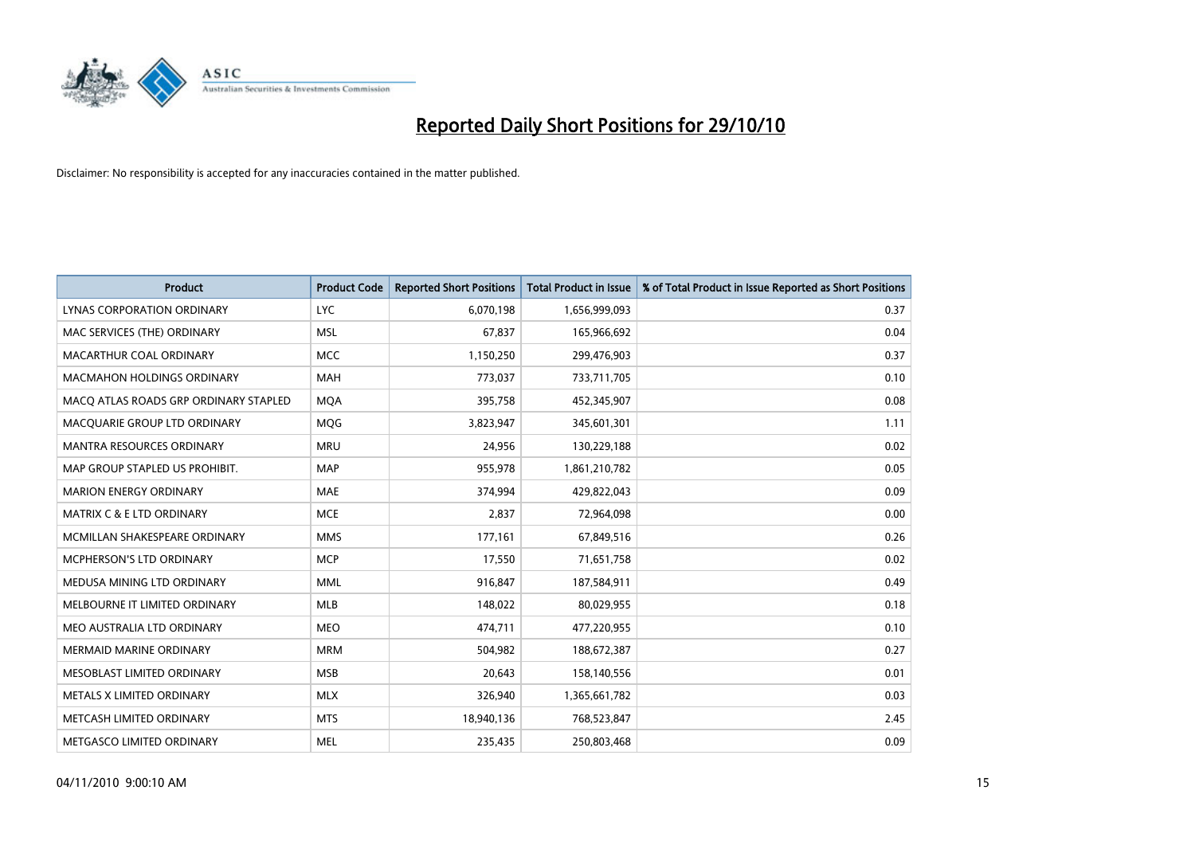# Reported Daily Short Positions for 29/10/10

Disclaimer: No responsibility is accepted for any inaccuracies contained in the matter published.

| Product | Product Code | Reported Short Positions | Total Product in Issue | % of Total Product in Issue Reported as Short Positions |
|---|---|---|---|---|
| LYNAS CORPORATION ORDINARY | LYC | 6,070,198 | 1,656,999,093 | 0.37 |
| MAC SERVICES (THE) ORDINARY | MSL | 67,837 | 165,966,692 | 0.04 |
| MACARTHUR COAL ORDINARY | MCC | 1,150,250 | 299,476,903 | 0.37 |
| MACMAHON HOLDINGS ORDINARY | MAH | 773,037 | 733,711,705 | 0.10 |
| MACQ ATLAS ROADS GRP ORDINARY STAPLED | MQA | 395,758 | 452,345,907 | 0.08 |
| MACQUARIE GROUP LTD ORDINARY | MQG | 3,823,947 | 345,601,301 | 1.11 |
| MANTRA RESOURCES ORDINARY | MRU | 24,956 | 130,229,188 | 0.02 |
| MAP GROUP STAPLED US PROHIBIT. | MAP | 955,978 | 1,861,210,782 | 0.05 |
| MARION ENERGY ORDINARY | MAE | 374,994 | 429,822,043 | 0.09 |
| MATRIX C & E LTD ORDINARY | MCE | 2,837 | 72,964,098 | 0.00 |
| MCMILLAN SHAKESPEARE ORDINARY | MMS | 177,161 | 67,849,516 | 0.26 |
| MCPHERSON'S LTD ORDINARY | MCP | 17,550 | 71,651,758 | 0.02 |
| MEDUSA MINING LTD ORDINARY | MML | 916,847 | 187,584,911 | 0.49 |
| MELBOURNE IT LIMITED ORDINARY | MLB | 148,022 | 80,029,955 | 0.18 |
| MEO AUSTRALIA LTD ORDINARY | MEO | 474,711 | 477,220,955 | 0.10 |
| MERMAID MARINE ORDINARY | MRM | 504,982 | 188,672,387 | 0.27 |
| MESOBLAST LIMITED ORDINARY | MSB | 20,643 | 158,140,556 | 0.01 |
| METALS X LIMITED ORDINARY | MLX | 326,940 | 1,365,661,782 | 0.03 |
| METCASH LIMITED ORDINARY | MTS | 18,940,136 | 768,523,847 | 2.45 |
| METGASCO LIMITED ORDINARY | MEL | 235,435 | 250,803,468 | 0.09 |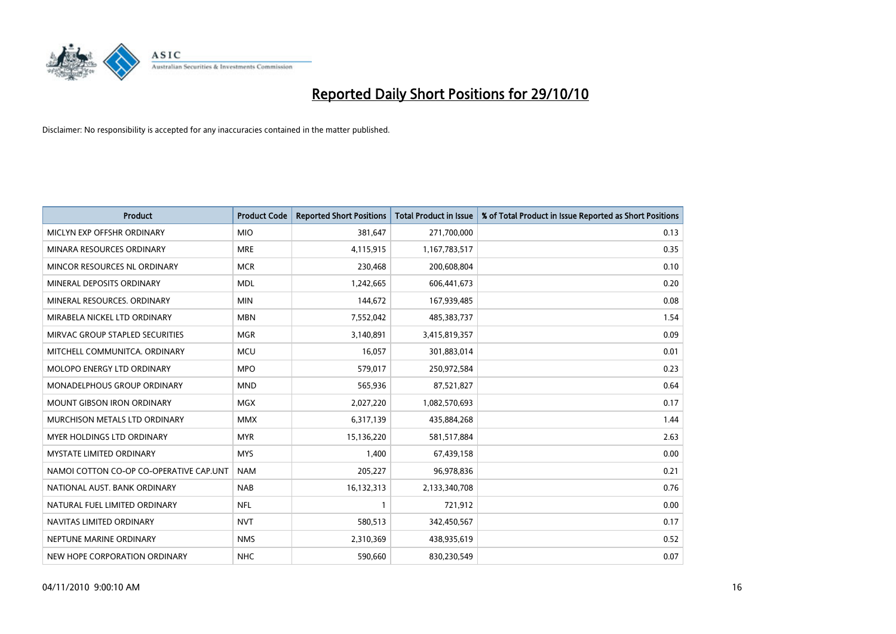# Reported Daily Short Positions for 29/10/10

Disclaimer: No responsibility is accepted for any inaccuracies contained in the matter published.

| Product | Product Code | Reported Short Positions | Total Product in Issue | % of Total Product in Issue Reported as Short Positions |
|---|---|---|---|---|
| MICLYN EXP OFFSHR ORDINARY | MIO | 381,647 | 271,700,000 | 0.13 |
| MINARA RESOURCES ORDINARY | MRE | 4,115,915 | 1,167,783,517 | 0.35 |
| MINCOR RESOURCES NL ORDINARY | MCR | 230,468 | 200,608,804 | 0.10 |
| MINERAL DEPOSITS ORDINARY | MDL | 1,242,665 | 606,441,673 | 0.20 |
| MINERAL RESOURCES. ORDINARY | MIN | 144,672 | 167,939,485 | 0.08 |
| MIRABELA NICKEL LTD ORDINARY | MBN | 7,552,042 | 485,383,737 | 1.54 |
| MIRVAC GROUP STAPLED SECURITIES | MGR | 3,140,891 | 3,415,819,357 | 0.09 |
| MITCHELL COMMUNITCA. ORDINARY | MCU | 16,057 | 301,883,014 | 0.01 |
| MOLOPO ENERGY LTD ORDINARY | MPO | 579,017 | 250,972,584 | 0.23 |
| MONADELPHOUS GROUP ORDINARY | MND | 565,936 | 87,521,827 | 0.64 |
| MOUNT GIBSON IRON ORDINARY | MGX | 2,027,220 | 1,082,570,693 | 0.17 |
| MURCHISON METALS LTD ORDINARY | MMX | 6,317,139 | 435,884,268 | 1.44 |
| MYER HOLDINGS LTD ORDINARY | MYR | 15,136,220 | 581,517,884 | 2.63 |
| MYSTATE LIMITED ORDINARY | MYS | 1,400 | 67,439,158 | 0.00 |
| NAMOI COTTON CO-OP CO-OPERATIVE CAP.UNT | NAM | 205,227 | 96,978,836 | 0.21 |
| NATIONAL AUST. BANK ORDINARY | NAB | 16,132,313 | 2,133,340,708 | 0.76 |
| NATURAL FUEL LIMITED ORDINARY | NFL | 1 | 721,912 | 0.00 |
| NAVITAS LIMITED ORDINARY | NVT | 580,513 | 342,450,567 | 0.17 |
| NEPTUNE MARINE ORDINARY | NMS | 2,310,369 | 438,935,619 | 0.52 |
| NEW HOPE CORPORATION ORDINARY | NHC | 590,660 | 830,230,549 | 0.07 |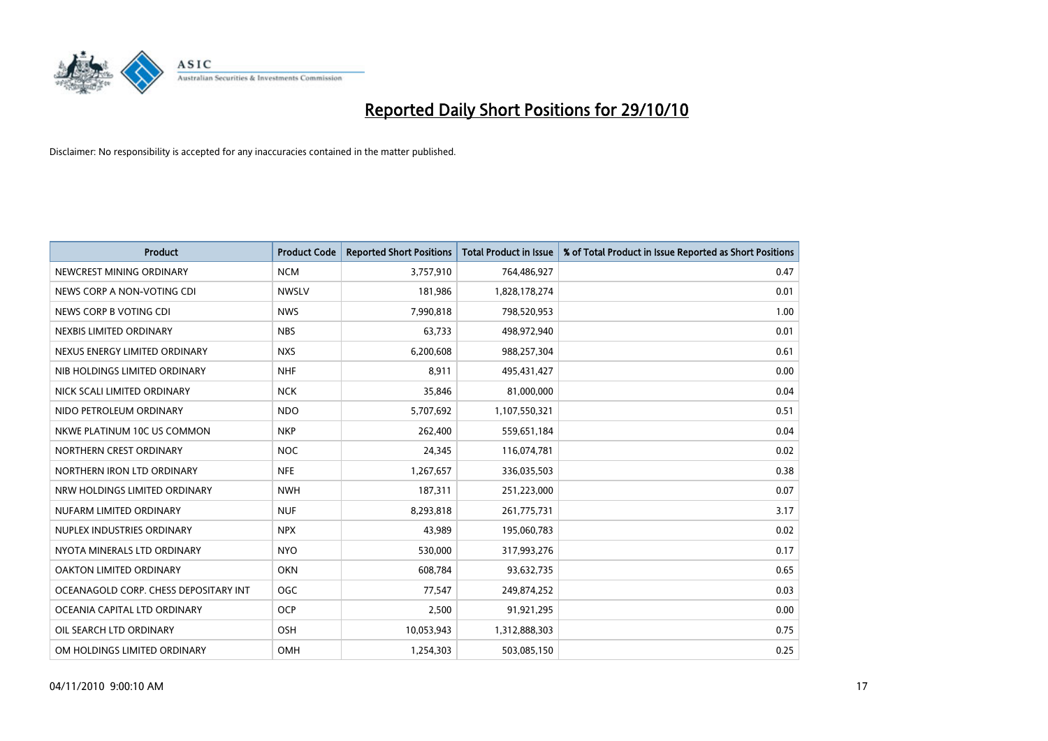# Reported Daily Short Positions for 29/10/10

Disclaimer: No responsibility is accepted for any inaccuracies contained in the matter published.

| Product | Product Code | Reported Short Positions | Total Product in Issue | % of Total Product in Issue Reported as Short Positions |
|---|---|---|---|---|
| NEWCREST MINING ORDINARY | NCM | 3,757,910 | 764,486,927 | 0.47 |
| NEWS CORP A NON-VOTING CDI | NWSLV | 181,986 | 1,828,178,274 | 0.01 |
| NEWS CORP B VOTING CDI | NWS | 7,990,818 | 798,520,953 | 1.00 |
| NEXBIS LIMITED ORDINARY | NBS | 63,733 | 498,972,940 | 0.01 |
| NEXUS ENERGY LIMITED ORDINARY | NXS | 6,200,608 | 988,257,304 | 0.61 |
| NIB HOLDINGS LIMITED ORDINARY | NHF | 8,911 | 495,431,427 | 0.00 |
| NICK SCALI LIMITED ORDINARY | NCK | 35,846 | 81,000,000 | 0.04 |
| NIDO PETROLEUM ORDINARY | NDO | 5,707,692 | 1,107,550,321 | 0.51 |
| NKWE PLATINUM 10C US COMMON | NKP | 262,400 | 559,651,184 | 0.04 |
| NORTHERN CREST ORDINARY | NOC | 24,345 | 116,074,781 | 0.02 |
| NORTHERN IRON LTD ORDINARY | NFE | 1,267,657 | 336,035,503 | 0.38 |
| NRW HOLDINGS LIMITED ORDINARY | NWH | 187,311 | 251,223,000 | 0.07 |
| NUFARM LIMITED ORDINARY | NUF | 8,293,818 | 261,775,731 | 3.17 |
| NUPLEX INDUSTRIES ORDINARY | NPX | 43,989 | 195,060,783 | 0.02 |
| NYOTA MINERALS LTD ORDINARY | NYO | 530,000 | 317,993,276 | 0.17 |
| OAKTON LIMITED ORDINARY | OKN | 608,784 | 93,632,735 | 0.65 |
| OCEANAGOLD CORP. CHESS DEPOSITARY INT | OGC | 77,547 | 249,874,252 | 0.03 |
| OCEANIA CAPITAL LTD ORDINARY | OCP | 2,500 | 91,921,295 | 0.00 |
| OIL SEARCH LTD ORDINARY | OSH | 10,053,943 | 1,312,888,303 | 0.75 |
| OM HOLDINGS LIMITED ORDINARY | OMH | 1,254,303 | 503,085,150 | 0.25 |

04/11/2010 9:00:10 AM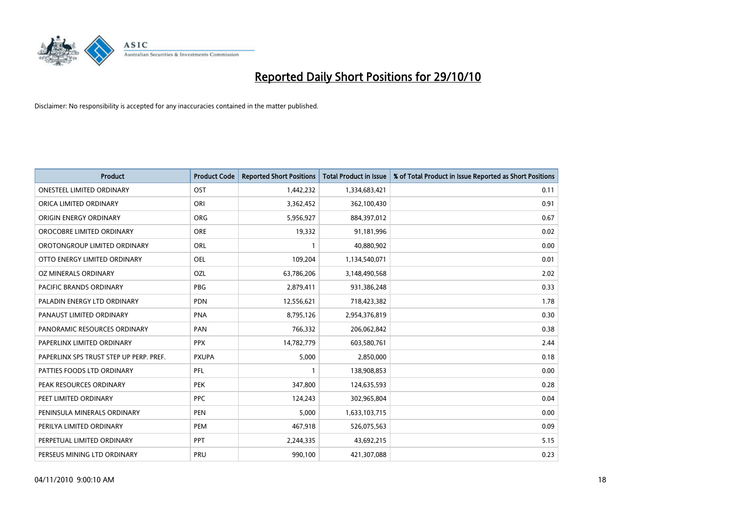# Reported Daily Short Positions for 29/10/10

Disclaimer: No responsibility is accepted for any inaccuracies contained in the matter published.

| Product | Product Code | Reported Short Positions | Total Product in Issue | % of Total Product in Issue Reported as Short Positions |
|---|---|---|---|---|
| ONESTEEL LIMITED ORDINARY | OST | 1,442,232 | 1,334,683,421 | 0.11 |
| ORICA LIMITED ORDINARY | ORI | 3,362,452 | 362,100,430 | 0.91 |
| ORIGIN ENERGY ORDINARY | ORG | 5,956,927 | 884,397,012 | 0.67 |
| OROCOBRE LIMITED ORDINARY | ORE | 19,332 | 91,181,996 | 0.02 |
| OROTONGROUP LIMITED ORDINARY | ORL | 1 | 40,880,902 | 0.00 |
| OTTO ENERGY LIMITED ORDINARY | OEL | 109,204 | 1,134,540,071 | 0.01 |
| OZ MINERALS ORDINARY | OZL | 63,786,206 | 3,148,490,568 | 2.02 |
| PACIFIC BRANDS ORDINARY | PBG | 2,879,411 | 931,386,248 | 0.33 |
| PALADIN ENERGY LTD ORDINARY | PDN | 12,556,621 | 718,423,382 | 1.78 |
| PANAUST LIMITED ORDINARY | PNA | 8,795,126 | 2,954,376,819 | 0.30 |
| PANORAMIC RESOURCES ORDINARY | PAN | 766,332 | 206,062,842 | 0.38 |
| PAPERLINX LIMITED ORDINARY | PPX | 14,782,779 | 603,580,761 | 2.44 |
| PAPERLINX SPS TRUST STEP UP PERP. PREF. | PXUPA | 5,000 | 2,850,000 | 0.18 |
| PATTIES FOODS LTD ORDINARY | PFL | 1 | 138,908,853 | 0.00 |
| PEAK RESOURCES ORDINARY | PEK | 347,800 | 124,635,593 | 0.28 |
| PEET LIMITED ORDINARY | PPC | 124,243 | 302,965,804 | 0.04 |
| PENINSULA MINERALS ORDINARY | PEN | 5,000 | 1,633,103,715 | 0.00 |
| PERILYA LIMITED ORDINARY | PEM | 467,918 | 526,075,563 | 0.09 |
| PERPETUAL LIMITED ORDINARY | PPT | 2,244,335 | 43,692,215 | 5.15 |
| PERSEUS MINING LTD ORDINARY | PRU | 990,100 | 421,307,088 | 0.23 |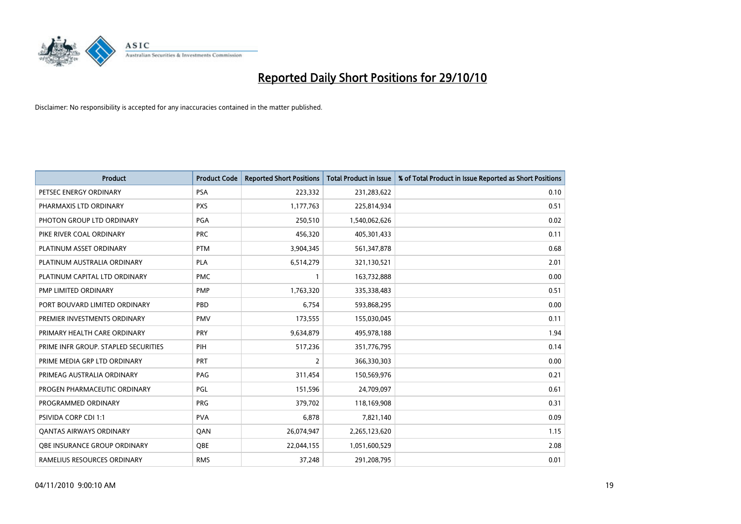# Reported Daily Short Positions for 29/10/10

Disclaimer: No responsibility is accepted for any inaccuracies contained in the matter published.

| Product | Product Code | Reported Short Positions | Total Product in Issue | % of Total Product in Issue Reported as Short Positions |
|---|---|---|---|---|
| PETSEC ENERGY ORDINARY | PSA | 223,332 | 231,283,622 | 0.10 |
| PHARMAXIS LTD ORDINARY | PXS | 1,177,763 | 225,814,934 | 0.51 |
| PHOTON GROUP LTD ORDINARY | PGA | 250,510 | 1,540,062,626 | 0.02 |
| PIKE RIVER COAL ORDINARY | PRC | 456,320 | 405,301,433 | 0.11 |
| PLATINUM ASSET ORDINARY | PTM | 3,904,345 | 561,347,878 | 0.68 |
| PLATINUM AUSTRALIA ORDINARY | PLA | 6,514,279 | 321,130,521 | 2.01 |
| PLATINUM CAPITAL LTD ORDINARY | PMC | 1 | 163,732,888 | 0.00 |
| PMP LIMITED ORDINARY | PMP | 1,763,320 | 335,338,483 | 0.51 |
| PORT BOUVARD LIMITED ORDINARY | PBD | 6,754 | 593,868,295 | 0.00 |
| PREMIER INVESTMENTS ORDINARY | PMV | 173,555 | 155,030,045 | 0.11 |
| PRIMARY HEALTH CARE ORDINARY | PRY | 9,634,879 | 495,978,188 | 1.94 |
| PRIME INFR GROUP. STAPLED SECURITIES | PIH | 517,236 | 351,776,795 | 0.14 |
| PRIME MEDIA GRP LTD ORDINARY | PRT | 2 | 366,330,303 | 0.00 |
| PRIMEAG AUSTRALIA ORDINARY | PAG | 311,454 | 150,569,976 | 0.21 |
| PROGEN PHARMACEUTIC ORDINARY | PGL | 151,596 | 24,709,097 | 0.61 |
| PROGRAMMED ORDINARY | PRG | 379,702 | 118,169,908 | 0.31 |
| PSIVIDA CORP CDI 1:1 | PVA | 6,878 | 7,821,140 | 0.09 |
| QANTAS AIRWAYS ORDINARY | QAN | 26,074,947 | 2,265,123,620 | 1.15 |
| QBE INSURANCE GROUP ORDINARY | QBE | 22,044,155 | 1,051,600,529 | 2.08 |
| RAMELIUS RESOURCES ORDINARY | RMS | 37,248 | 291,208,795 | 0.01 |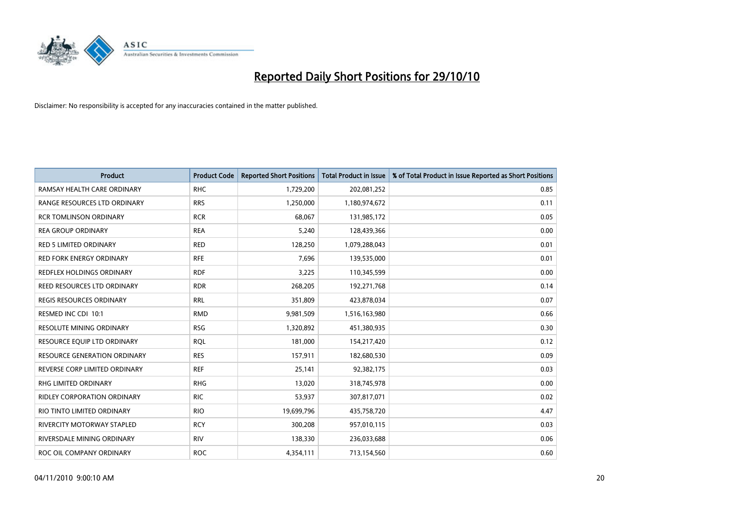# Reported Daily Short Positions for 29/10/10

Disclaimer: No responsibility is accepted for any inaccuracies contained in the matter published.

| Product | Product Code | Reported Short Positions | Total Product in Issue | % of Total Product in Issue Reported as Short Positions |
|---|---|---|---|---|
| RAMSAY HEALTH CARE ORDINARY | RHC | 1,729,200 | 202,081,252 | 0.85 |
| RANGE RESOURCES LTD ORDINARY | RRS | 1,250,000 | 1,180,974,672 | 0.11 |
| RCR TOMLINSON ORDINARY | RCR | 68,067 | 131,985,172 | 0.05 |
| REA GROUP ORDINARY | REA | 5,240 | 128,439,366 | 0.00 |
| RED 5 LIMITED ORDINARY | RED | 128,250 | 1,079,288,043 | 0.01 |
| RED FORK ENERGY ORDINARY | RFE | 7,696 | 139,535,000 | 0.01 |
| REDFLEX HOLDINGS ORDINARY | RDF | 3,225 | 110,345,599 | 0.00 |
| REED RESOURCES LTD ORDINARY | RDR | 268,205 | 192,271,768 | 0.14 |
| REGIS RESOURCES ORDINARY | RRL | 351,809 | 423,878,034 | 0.07 |
| RESMED INC CDI 10:1 | RMD | 9,981,509 | 1,516,163,980 | 0.66 |
| RESOLUTE MINING ORDINARY | RSG | 1,320,892 | 451,380,935 | 0.30 |
| RESOURCE EQUIP LTD ORDINARY | RQL | 181,000 | 154,217,420 | 0.12 |
| RESOURCE GENERATION ORDINARY | RES | 157,911 | 182,680,530 | 0.09 |
| REVERSE CORP LIMITED ORDINARY | REF | 25,141 | 92,382,175 | 0.03 |
| RHG LIMITED ORDINARY | RHG | 13,020 | 318,745,978 | 0.00 |
| RIDLEY CORPORATION ORDINARY | RIC | 53,937 | 307,817,071 | 0.02 |
| RIO TINTO LIMITED ORDINARY | RIO | 19,699,796 | 435,758,720 | 4.47 |
| RIVERCITY MOTORWAY STAPLED | RCY | 300,208 | 957,010,115 | 0.03 |
| RIVERSDALE MINING ORDINARY | RIV | 138,330 | 236,033,688 | 0.06 |
| ROC OIL COMPANY ORDINARY | ROC | 4,354,111 | 713,154,560 | 0.60 |

04/11/2010 9:00:10 AM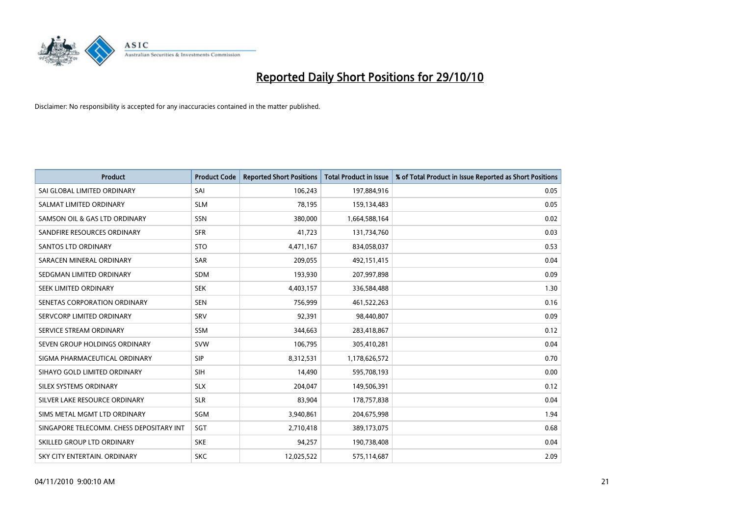# Reported Daily Short Positions for 29/10/10

Disclaimer: No responsibility is accepted for any inaccuracies contained in the matter published.

| Product | Product Code | Reported Short Positions | Total Product in Issue | % of Total Product in Issue Reported as Short Positions |
|---|---|---|---|---|
| SAI GLOBAL LIMITED ORDINARY | SAI | 106,243 | 197,884,916 | 0.05 |
| SALMAT LIMITED ORDINARY | SLM | 78,195 | 159,134,483 | 0.05 |
| SAMSON OIL & GAS LTD ORDINARY | SSN | 380,000 | 1,664,588,164 | 0.02 |
| SANDFIRE RESOURCES ORDINARY | SFR | 41,723 | 131,734,760 | 0.03 |
| SANTOS LTD ORDINARY | STO | 4,471,167 | 834,058,037 | 0.53 |
| SARACEN MINERAL ORDINARY | SAR | 209,055 | 492,151,415 | 0.04 |
| SEDGMAN LIMITED ORDINARY | SDM | 193,930 | 207,997,898 | 0.09 |
| SEEK LIMITED ORDINARY | SEK | 4,403,157 | 336,584,488 | 1.30 |
| SENETAS CORPORATION ORDINARY | SEN | 756,999 | 461,522,263 | 0.16 |
| SERVCORP LIMITED ORDINARY | SRV | 92,391 | 98,440,807 | 0.09 |
| SERVICE STREAM ORDINARY | SSM | 344,663 | 283,418,867 | 0.12 |
| SEVEN GROUP HOLDINGS ORDINARY | SVW | 106,795 | 305,410,281 | 0.04 |
| SIGMA PHARMACEUTICAL ORDINARY | SIP | 8,312,531 | 1,178,626,572 | 0.70 |
| SIHAYO GOLD LIMITED ORDINARY | SIH | 14,490 | 595,708,193 | 0.00 |
| SILEX SYSTEMS ORDINARY | SLX | 204,047 | 149,506,391 | 0.12 |
| SILVER LAKE RESOURCE ORDINARY | SLR | 83,904 | 178,757,838 | 0.04 |
| SIMS METAL MGMT LTD ORDINARY | SGM | 3,940,861 | 204,675,998 | 1.94 |
| SINGAPORE TELECOMM. CHESS DEPOSITARY INT | SGT | 2,710,418 | 389,173,075 | 0.68 |
| SKILLED GROUP LTD ORDINARY | SKE | 94,257 | 190,738,408 | 0.04 |
| SKY CITY ENTERTAIN. ORDINARY | SKC | 12,025,522 | 575,114,687 | 2.09 |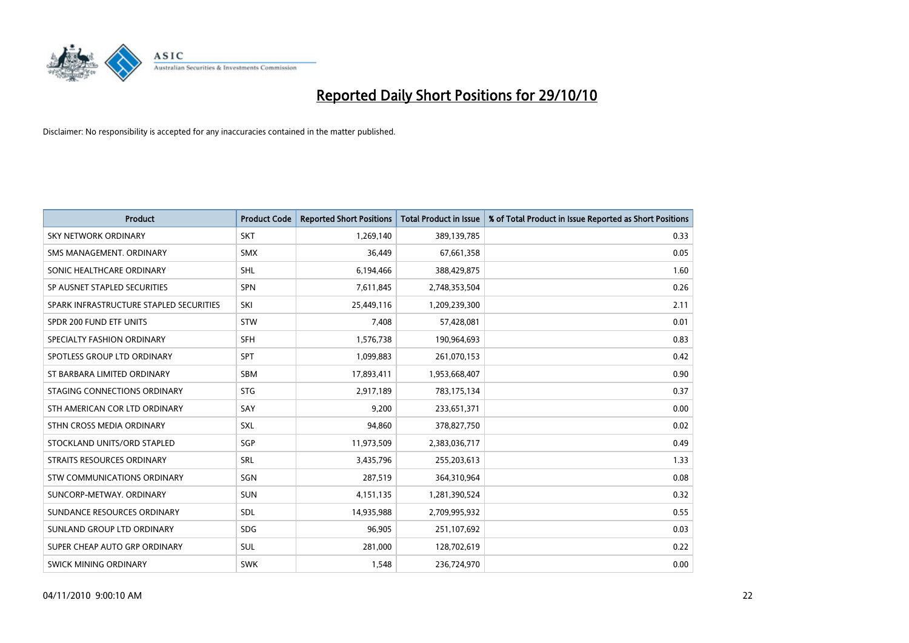# Reported Daily Short Positions for 29/10/10

Disclaimer: No responsibility is accepted for any inaccuracies contained in the matter published.

| Product | Product Code | Reported Short Positions | Total Product in Issue | % of Total Product in Issue Reported as Short Positions |
|---|---|---|---|---|
| SKY NETWORK ORDINARY | SKT | 1,269,140 | 389,139,785 | 0.33 |
| SMS MANAGEMENT. ORDINARY | SMX | 36,449 | 67,661,358 | 0.05 |
| SONIC HEALTHCARE ORDINARY | SHL | 6,194,466 | 388,429,875 | 1.60 |
| SP AUSNET STAPLED SECURITIES | SPN | 7,611,845 | 2,748,353,504 | 0.26 |
| SPARK INFRASTRUCTURE STAPLED SECURITIES | SKI | 25,449,116 | 1,209,239,300 | 2.11 |
| SPDR 200 FUND ETF UNITS | STW | 7,408 | 57,428,081 | 0.01 |
| SPECIALTY FASHION ORDINARY | SFH | 1,576,738 | 190,964,693 | 0.83 |
| SPOTLESS GROUP LTD ORDINARY | SPT | 1,099,883 | 261,070,153 | 0.42 |
| ST BARBARA LIMITED ORDINARY | SBM | 17,893,411 | 1,953,668,407 | 0.90 |
| STAGING CONNECTIONS ORDINARY | STG | 2,917,189 | 783,175,134 | 0.37 |
| STH AMERICAN COR LTD ORDINARY | SAY | 9,200 | 233,651,371 | 0.00 |
| STHN CROSS MEDIA ORDINARY | SXL | 94,860 | 378,827,750 | 0.02 |
| STOCKLAND UNITS/ORD STAPLED | SGP | 11,973,509 | 2,383,036,717 | 0.49 |
| STRAITS RESOURCES ORDINARY | SRL | 3,435,796 | 255,203,613 | 1.33 |
| STW COMMUNICATIONS ORDINARY | SGN | 287,519 | 364,310,964 | 0.08 |
| SUNCORP-METWAY. ORDINARY | SUN | 4,151,135 | 1,281,390,524 | 0.32 |
| SUNDANCE RESOURCES ORDINARY | SDL | 14,935,988 | 2,709,995,932 | 0.55 |
| SUNLAND GROUP LTD ORDINARY | SDG | 96,905 | 251,107,692 | 0.03 |
| SUPER CHEAP AUTO GRP ORDINARY | SUL | 281,000 | 128,702,619 | 0.22 |
| SWICK MINING ORDINARY | SWK | 1,548 | 236,724,970 | 0.00 |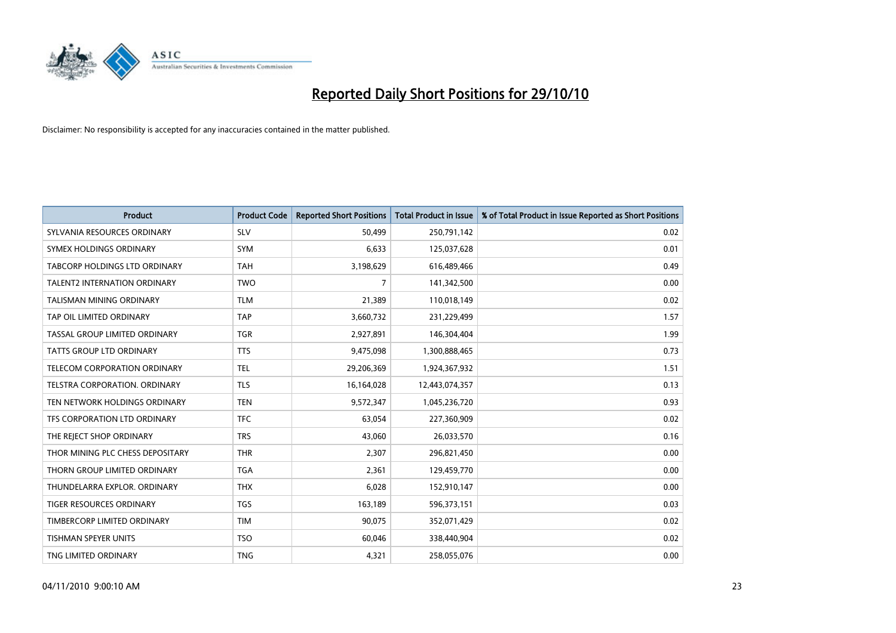# Reported Daily Short Positions for 29/10/10

Disclaimer: No responsibility is accepted for any inaccuracies contained in the matter published.

| Product | Product Code | Reported Short Positions | Total Product in Issue | % of Total Product in Issue Reported as Short Positions |
|---|---|---|---|---|
| SYLVANIA RESOURCES ORDINARY | SLV | 50,499 | 250,791,142 | 0.02 |
| SYMEX HOLDINGS ORDINARY | SYM | 6,633 | 125,037,628 | 0.01 |
| TABCORP HOLDINGS LTD ORDINARY | TAH | 3,198,629 | 616,489,466 | 0.49 |
| TALENT2 INTERNATION ORDINARY | TWO | 7 | 141,342,500 | 0.00 |
| TALISMAN MINING ORDINARY | TLM | 21,389 | 110,018,149 | 0.02 |
| TAP OIL LIMITED ORDINARY | TAP | 3,660,732 | 231,229,499 | 1.57 |
| TASSAL GROUP LIMITED ORDINARY | TGR | 2,927,891 | 146,304,404 | 1.99 |
| TATTS GROUP LTD ORDINARY | TTS | 9,475,098 | 1,300,888,465 | 0.73 |
| TELECOM CORPORATION ORDINARY | TEL | 29,206,369 | 1,924,367,932 | 1.51 |
| TELSTRA CORPORATION. ORDINARY | TLS | 16,164,028 | 12,443,074,357 | 0.13 |
| TEN NETWORK HOLDINGS ORDINARY | TEN | 9,572,347 | 1,045,236,720 | 0.93 |
| TFS CORPORATION LTD ORDINARY | TFC | 63,054 | 227,360,909 | 0.02 |
| THE REJECT SHOP ORDINARY | TRS | 43,060 | 26,033,570 | 0.16 |
| THOR MINING PLC CHESS DEPOSITARY | THR | 2,307 | 296,821,450 | 0.00 |
| THORN GROUP LIMITED ORDINARY | TGA | 2,361 | 129,459,770 | 0.00 |
| THUNDELARRA EXPLOR. ORDINARY | THX | 6,028 | 152,910,147 | 0.00 |
| TIGER RESOURCES ORDINARY | TGS | 163,189 | 596,373,151 | 0.03 |
| TIMBERCORP LIMITED ORDINARY | TIM | 90,075 | 352,071,429 | 0.02 |
| TISHMAN SPEYER UNITS | TSO | 60,046 | 338,440,904 | 0.02 |
| TNG LIMITED ORDINARY | TNG | 4,321 | 258,055,076 | 0.00 |

04/11/2010 9:00:10 AM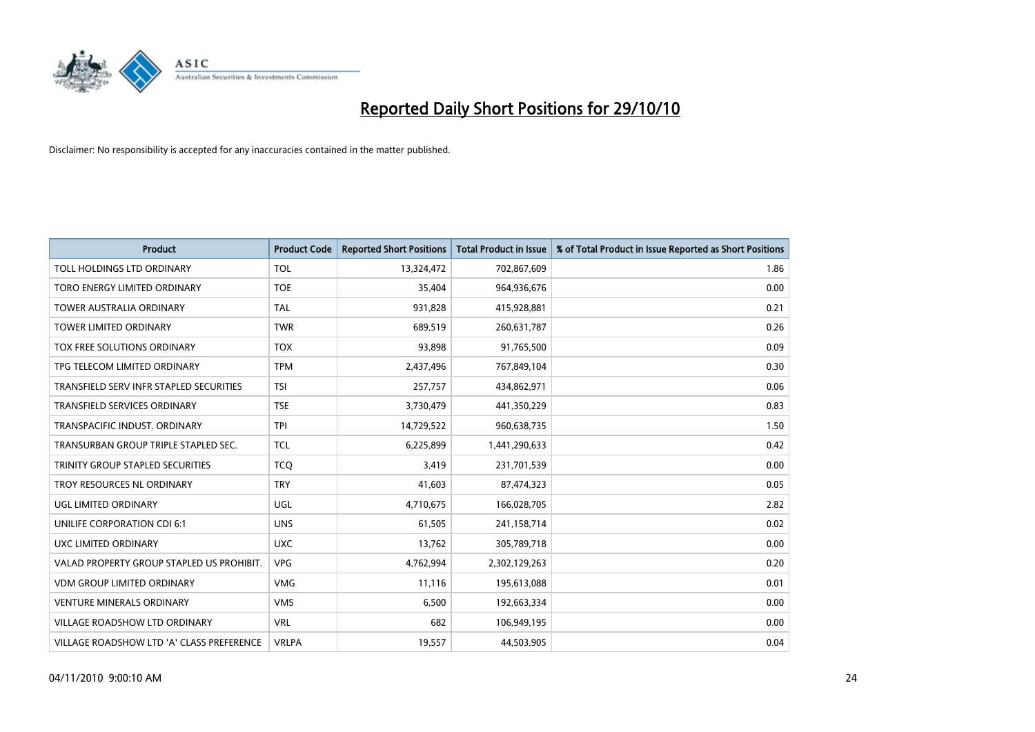# Reported Daily Short Positions for 29/10/10

Disclaimer: No responsibility is accepted for any inaccuracies contained in the matter published.

| Product | Product Code | Reported Short Positions | Total Product in Issue | % of Total Product in Issue Reported as Short Positions |
|---|---|---|---|---|
| TOLL HOLDINGS LTD ORDINARY | TOL | 13,324,472 | 702,867,609 | 1.86 |
| TORO ENERGY LIMITED ORDINARY | TOE | 35,404 | 964,936,676 | 0.00 |
| TOWER AUSTRALIA ORDINARY | TAL | 931,828 | 415,928,881 | 0.21 |
| TOWER LIMITED ORDINARY | TWR | 689,519 | 260,631,787 | 0.26 |
| TOX FREE SOLUTIONS ORDINARY | TOX | 93,898 | 91,765,500 | 0.09 |
| TPG TELECOM LIMITED ORDINARY | TPM | 2,437,496 | 767,849,104 | 0.30 |
| TRANSFIELD SERV INFR STAPLED SECURITIES | TSI | 257,757 | 434,862,971 | 0.06 |
| TRANSFIELD SERVICES ORDINARY | TSE | 3,730,479 | 441,350,229 | 0.83 |
| TRANSPACIFIC INDUST. ORDINARY | TPI | 14,729,522 | 960,638,735 | 1.50 |
| TRANSURBAN GROUP TRIPLE STAPLED SEC. | TCL | 6,225,899 | 1,441,290,633 | 0.42 |
| TRINITY GROUP STAPLED SECURITIES | TCQ | 3,419 | 231,701,539 | 0.00 |
| TROY RESOURCES NL ORDINARY | TRY | 41,603 | 87,474,323 | 0.05 |
| UGL LIMITED ORDINARY | UGL | 4,710,675 | 166,028,705 | 2.82 |
| UNILIFE CORPORATION CDI 6:1 | UNS | 61,505 | 241,158,714 | 0.02 |
| UXC LIMITED ORDINARY | UXC | 13,762 | 305,789,718 | 0.00 |
| VALAD PROPERTY GROUP STAPLED US PROHIBIT. | VPG | 4,762,994 | 2,302,129,263 | 0.20 |
| VDM GROUP LIMITED ORDINARY | VMG | 11,116 | 195,613,088 | 0.01 |
| VENTURE MINERALS ORDINARY | VMS | 6,500 | 192,663,334 | 0.00 |
| VILLAGE ROADSHOW LTD ORDINARY | VRL | 682 | 106,949,195 | 0.00 |
| VILLAGE ROADSHOW LTD 'A' CLASS PREFERENCE | VRLPA | 19,557 | 44,503,905 | 0.04 |

04/11/2010 9:00:10 AM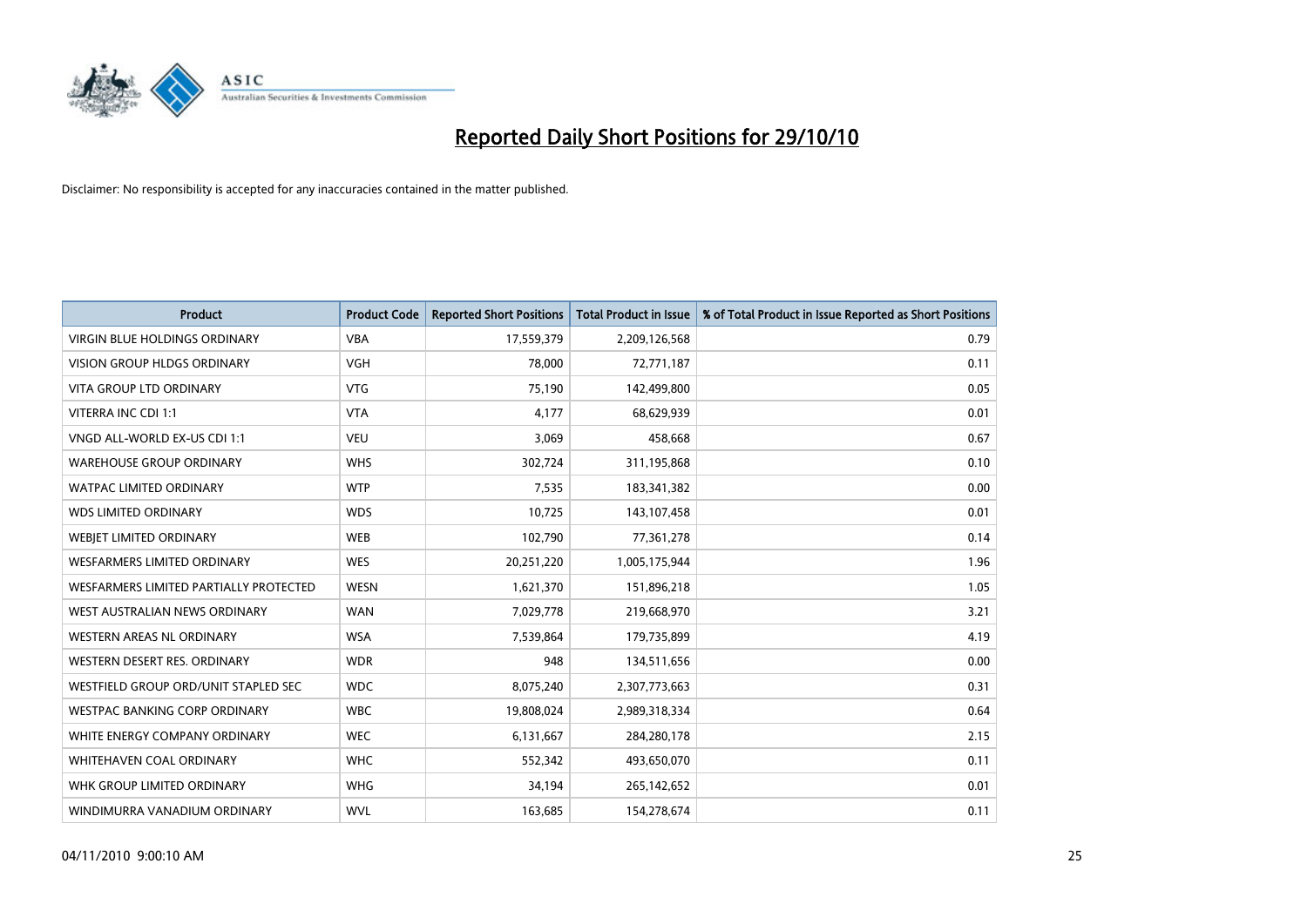# Reported Daily Short Positions for 29/10/10

Disclaimer: No responsibility is accepted for any inaccuracies contained in the matter published.

| Product | Product Code | Reported Short Positions | Total Product in Issue | % of Total Product in Issue Reported as Short Positions |
|---|---|---|---|---|
| VIRGIN BLUE HOLDINGS ORDINARY | VBA | 17,559,379 | 2,209,126,568 | 0.79 |
| VISION GROUP HLDGS ORDINARY | VGH | 78,000 | 72,771,187 | 0.11 |
| VITA GROUP LTD ORDINARY | VTG | 75,190 | 142,499,800 | 0.05 |
| VITERRA INC CDI 1:1 | VTA | 4,177 | 68,629,939 | 0.01 |
| VNGD ALL-WORLD EX-US CDI 1:1 | VEU | 3,069 | 458,668 | 0.67 |
| WAREHOUSE GROUP ORDINARY | WHS | 302,724 | 311,195,868 | 0.10 |
| WATPAC LIMITED ORDINARY | WTP | 7,535 | 183,341,382 | 0.00 |
| WDS LIMITED ORDINARY | WDS | 10,725 | 143,107,458 | 0.01 |
| WEBJET LIMITED ORDINARY | WEB | 102,790 | 77,361,278 | 0.14 |
| WESFARMERS LIMITED ORDINARY | WES | 20,251,220 | 1,005,175,944 | 1.96 |
| WESFARMERS LIMITED PARTIALLY PROTECTED | WESN | 1,621,370 | 151,896,218 | 1.05 |
| WEST AUSTRALIAN NEWS ORDINARY | WAN | 7,029,778 | 219,668,970 | 3.21 |
| WESTERN AREAS NL ORDINARY | WSA | 7,539,864 | 179,735,899 | 4.19 |
| WESTERN DESERT RES. ORDINARY | WDR | 948 | 134,511,656 | 0.00 |
| WESTFIELD GROUP ORD/UNIT STAPLED SEC | WDC | 8,075,240 | 2,307,773,663 | 0.31 |
| WESTPAC BANKING CORP ORDINARY | WBC | 19,808,024 | 2,989,318,334 | 0.64 |
| WHITE ENERGY COMPANY ORDINARY | WEC | 6,131,667 | 284,280,178 | 2.15 |
| WHITEHAVEN COAL ORDINARY | WHC | 552,342 | 493,650,070 | 0.11 |
| WHK GROUP LIMITED ORDINARY | WHG | 34,194 | 265,142,652 | 0.01 |
| WINDIMURRA VANADIUM ORDINARY | WVL | 163,685 | 154,278,674 | 0.11 |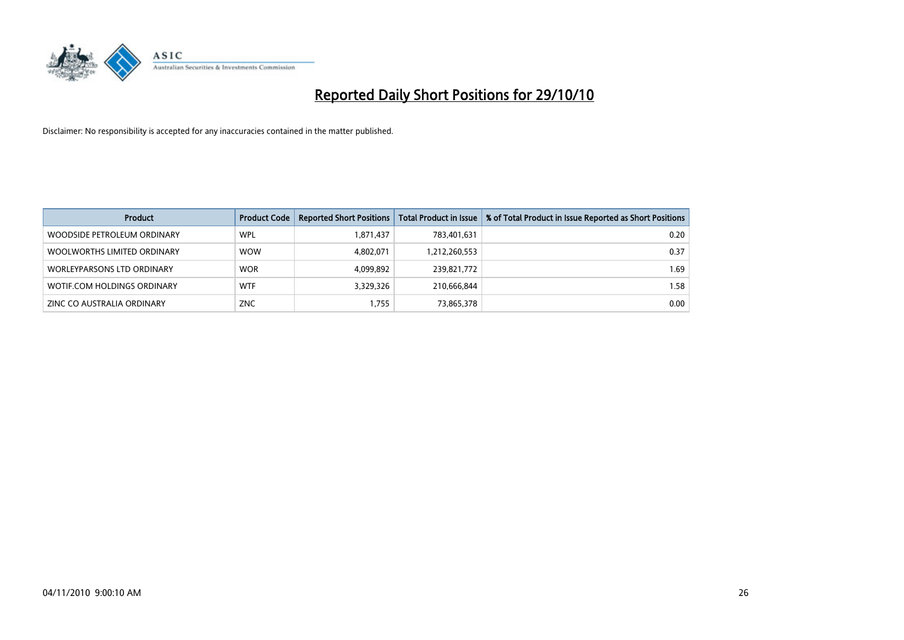# Reported Daily Short Positions for 29/10/10

Disclaimer: No responsibility is accepted for any inaccuracies contained in the matter published.

| Product | Product Code | Reported Short Positions | Total Product in Issue | % of Total Product in Issue Reported as Short Positions |
|---|---|---|---|---|
| WOODSIDE PETROLEUM ORDINARY | WPL | 1,871,437 | 783,401,631 | 0.20 |
| WOOLWORTHS LIMITED ORDINARY | WOW | 4,802,071 | 1,212,260,553 | 0.37 |
| WORLEYPARSONS LTD ORDINARY | WOR | 4,099,892 | 239,821,772 | 1.69 |
| WOTIF.COM HOLDINGS ORDINARY | WTF | 3,329,326 | 210,666,844 | 1.58 |
| ZINC CO AUSTRALIA ORDINARY | ZNC | 1,755 | 73,865,378 | 0.00 |

04/11/2010 9:00:10 AM